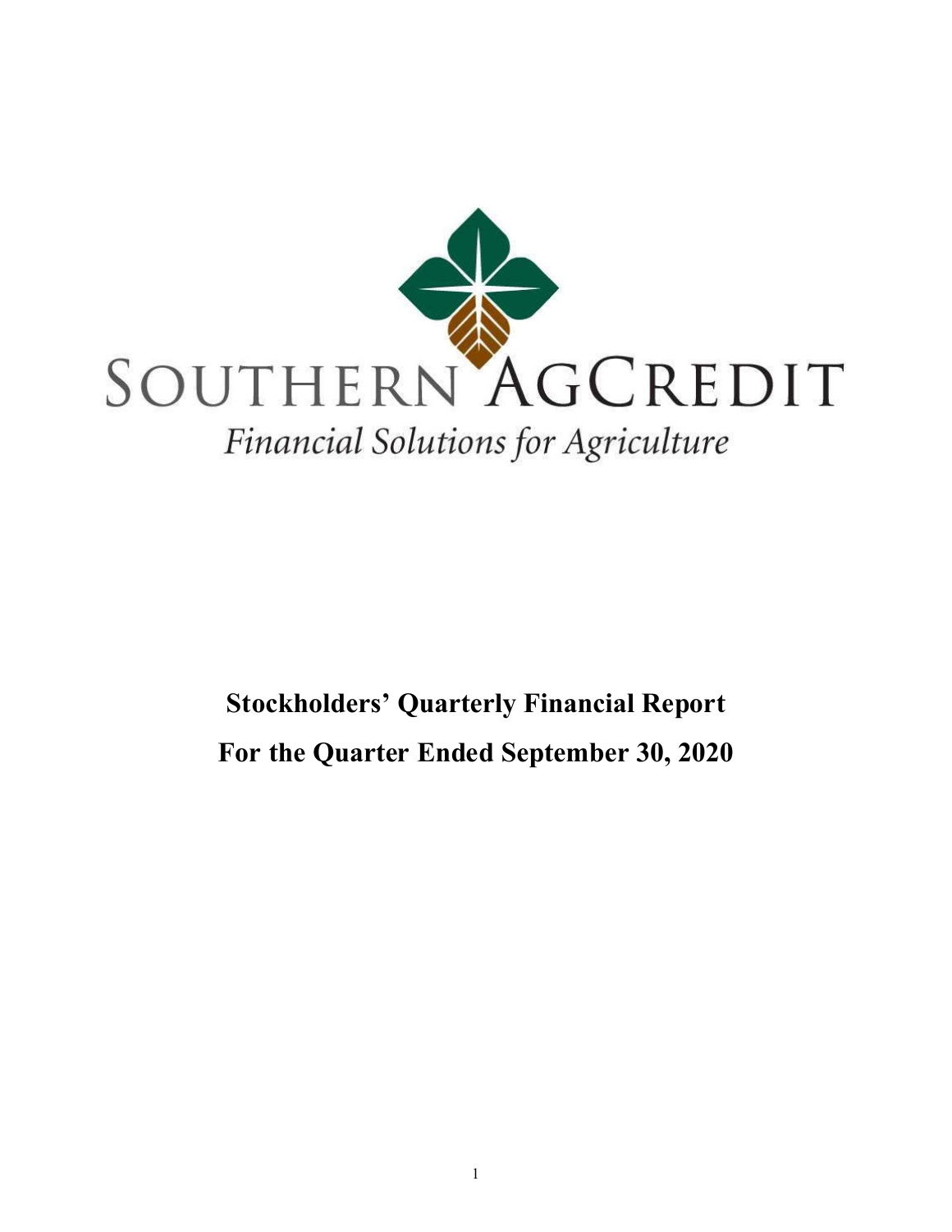SOUTHERN AGCREDIT

*Financial Solutions for Agriculture*

# Stockholders' Quarterly Financial Report

# For the Quarter Ended September 30, 2020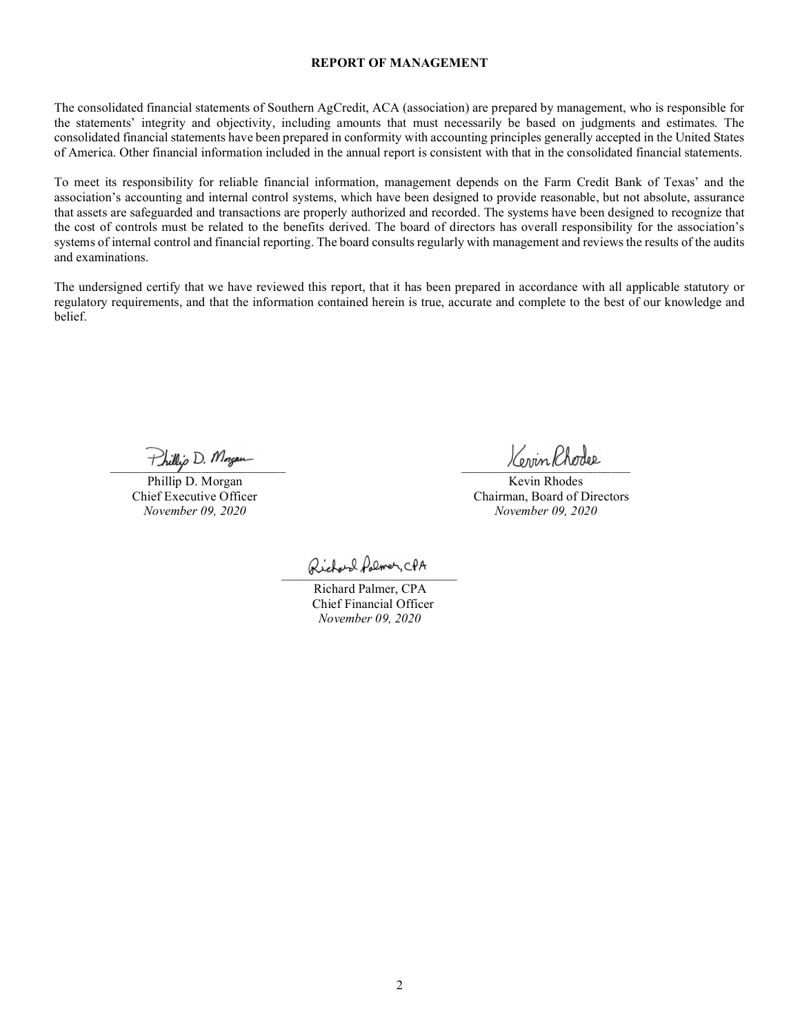# REPORT OF MANAGEMENT

The consolidated financial statements of Southern AgCredit, ACA (association) are prepared by management, who is responsible for the statements' integrity and objectivity, including amounts that must necessarily be based on judgments and estimates. The consolidated financial statements have been prepared in conformity with accounting principles generally accepted in the United States of America. Other financial information included in the annual report is consistent with that in the consolidated financial statements.

To meet its responsibility for reliable financial information, management depends on the Farm Credit Bank of Texas' and the association's accounting and internal control systems, which have been designed to provide reasonable, but not absolute, assurance that assets are safeguarded and transactions are properly authorized and recorded. The systems have been designed to recognize that the cost of controls must be related to the benefits derived. The board of directors has overall responsibility for the association's systems of internal control and financial reporting. The board consults regularly with management and reviews the results of the audits and examinations.

The undersigned certify that we have reviewed this report, that it has been prepared in accordance with all applicable statutory or regulatory requirements, and that the information contained herein is true, accurate and complete to the best of our knowledge and belief.

Phillip D. Morgan
Chief Executive Officer
*November 09, 2020*

Kevin Rhodes
Chairman, Board of Directors
*November 09, 2020*

Richard Palmer, CPA
Chief Financial Officer
*November 09, 2020*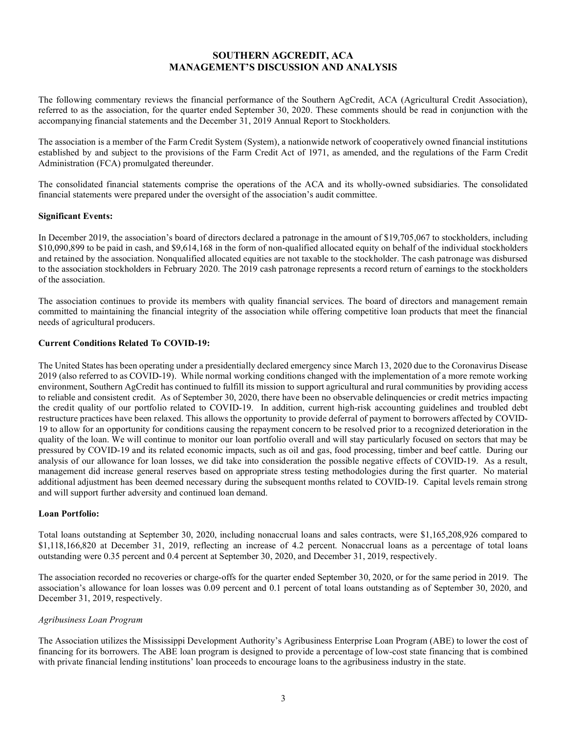# SOUTHERN AGCREDIT, ACA
# MANAGEMENT'S DISCUSSION AND ANALYSIS

The following commentary reviews the financial performance of the Southern AgCredit, ACA (Agricultural Credit Association), referred to as the association, for the quarter ended September 30, 2020. These comments should be read in conjunction with the accompanying financial statements and the December 31, 2019 Annual Report to Stockholders.

The association is a member of the Farm Credit System (System), a nationwide network of cooperatively owned financial institutions established by and subject to the provisions of the Farm Credit Act of 1971, as amended, and the regulations of the Farm Credit Administration (FCA) promulgated thereunder.

The consolidated financial statements comprise the operations of the ACA and its wholly-owned subsidiaries. The consolidated financial statements were prepared under the oversight of the association's audit committee.

**Significant Events:**

In December 2019, the association's board of directors declared a patronage in the amount of $19,705,067 to stockholders, including $10,090,899 to be paid in cash, and $9,614,168 in the form of non-qualified allocated equity on behalf of the individual stockholders and retained by the association. Nonqualified allocated equities are not taxable to the stockholder. The cash patronage was disbursed to the association stockholders in February 2020. The 2019 cash patronage represents a record return of earnings to the stockholders of the association.

The association continues to provide its members with quality financial services. The board of directors and management remain committed to maintaining the financial integrity of the association while offering competitive loan products that meet the financial needs of agricultural producers.

**Current Conditions Related To COVID-19:**

The United States has been operating under a presidentially declared emergency since March 13, 2020 due to the Coronavirus Disease 2019 (also referred to as COVID-19). While normal working conditions changed with the implementation of a more remote working environment, Southern AgCredit has continued to fulfill its mission to support agricultural and rural communities by providing access to reliable and consistent credit. As of September 30, 2020, there have been no observable delinquencies or credit metrics impacting the credit quality of our portfolio related to COVID-19. In addition, current high-risk accounting guidelines and troubled debt restructure practices have been relaxed. This allows the opportunity to provide deferral of payment to borrowers affected by COVID-19 to allow for an opportunity for conditions causing the repayment concern to be resolved prior to a recognized deterioration in the quality of the loan. We will continue to monitor our loan portfolio overall and will stay particularly focused on sectors that may be pressured by COVID-19 and its related economic impacts, such as oil and gas, food processing, timber and beef cattle. During our analysis of our allowance for loan losses, we did take into consideration the possible negative effects of COVID-19. As a result, management did increase general reserves based on appropriate stress testing methodologies during the first quarter. No material additional adjustment has been deemed necessary during the subsequent months related to COVID-19. Capital levels remain strong and will support further adversity and continued loan demand.

**Loan Portfolio:**

Total loans outstanding at September 30, 2020, including nonaccrual loans and sales contracts, were $1,165,208,926 compared to $1,118,166,820 at December 31, 2019, reflecting an increase of 4.2 percent. Nonaccrual loans as a percentage of total loans outstanding were 0.35 percent and 0.4 percent at September 30, 2020, and December 31, 2019, respectively.

The association recorded no recoveries or charge-offs for the quarter ended September 30, 2020, or for the same period in 2019. The association's allowance for loan losses was 0.09 percent and 0.1 percent of total loans outstanding as of September 30, 2020, and December 31, 2019, respectively.

*Agribusiness Loan Program*

The Association utilizes the Mississippi Development Authority's Agribusiness Enterprise Loan Program (ABE) to lower the cost of financing for its borrowers. The ABE loan program is designed to provide a percentage of low-cost state financing that is combined with private financial lending institutions' loan proceeds to encourage loans to the agribusiness industry in the state.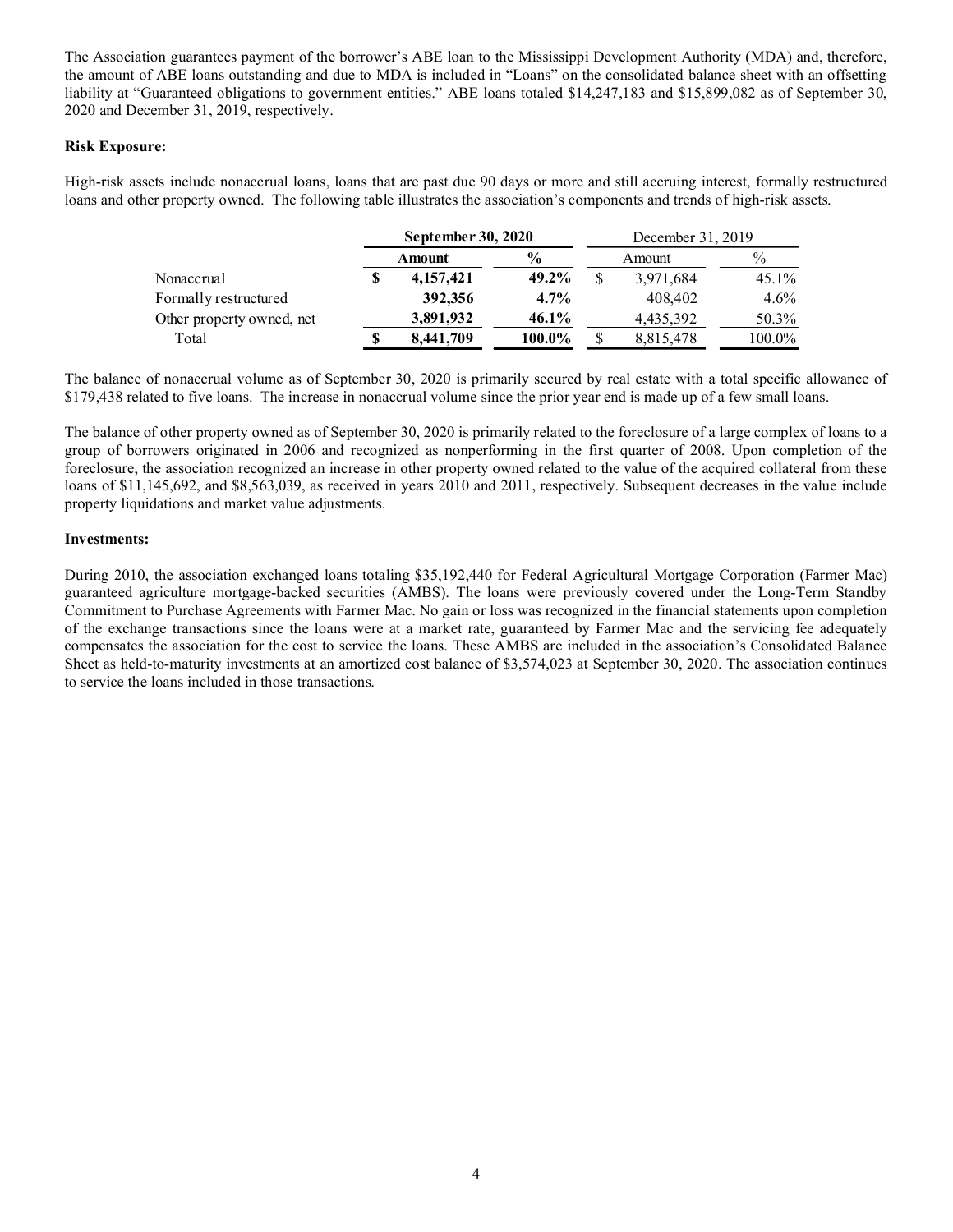The Association guarantees payment of the borrower's ABE loan to the Mississippi Development Authority (MDA) and, therefore, the amount of ABE loans outstanding and due to MDA is included in "Loans" on the consolidated balance sheet with an offsetting liability at "Guaranteed obligations to government entities." ABE loans totaled $14,247,183 and $15,899,082 as of September 30, 2020 and December 31, 2019, respectively.

**Risk Exposure:**

High-risk assets include nonaccrual loans, loans that are past due 90 days or more and still accruing interest, formally restructured loans and other property owned. The following table illustrates the association's components and trends of high-risk assets.

| | **September 30, 2020** | | December 31, 2019 | |
|---|---|---|---|---|
| | **Amount** | **%** | Amount | % |
| Nonaccrual | **$ 4,157,421** | **49.2%** | $ 3,971,684 | 45.1% |
| Formally restructured | **392,356** | **4.7%** | 408,402 | 4.6% |
| Other property owned, net | **3,891,932** | **46.1%** | 4,435,392 | 50.3% |
| Total | **$ 8,441,709** | **100.0%** | $ 8,815,478 | 100.0% |

The balance of nonaccrual volume as of September 30, 2020 is primarily secured by real estate with a total specific allowance of $179,438 related to five loans. The increase in nonaccrual volume since the prior year end is made up of a few small loans.

The balance of other property owned as of September 30, 2020 is primarily related to the foreclosure of a large complex of loans to a group of borrowers originated in 2006 and recognized as nonperforming in the first quarter of 2008. Upon completion of the foreclosure, the association recognized an increase in other property owned related to the value of the acquired collateral from these loans of $11,145,692, and $8,563,039, as received in years 2010 and 2011, respectively. Subsequent decreases in the value include property liquidations and market value adjustments.

**Investments:**

During 2010, the association exchanged loans totaling $35,192,440 for Federal Agricultural Mortgage Corporation (Farmer Mac) guaranteed agriculture mortgage-backed securities (AMBS). The loans were previously covered under the Long-Term Standby Commitment to Purchase Agreements with Farmer Mac. No gain or loss was recognized in the financial statements upon completion of the exchange transactions since the loans were at a market rate, guaranteed by Farmer Mac and the servicing fee adequately compensates the association for the cost to service the loans. These AMBS are included in the association's Consolidated Balance Sheet as held-to-maturity investments at an amortized cost balance of $3,574,023 at September 30, 2020. The association continues to service the loans included in those transactions.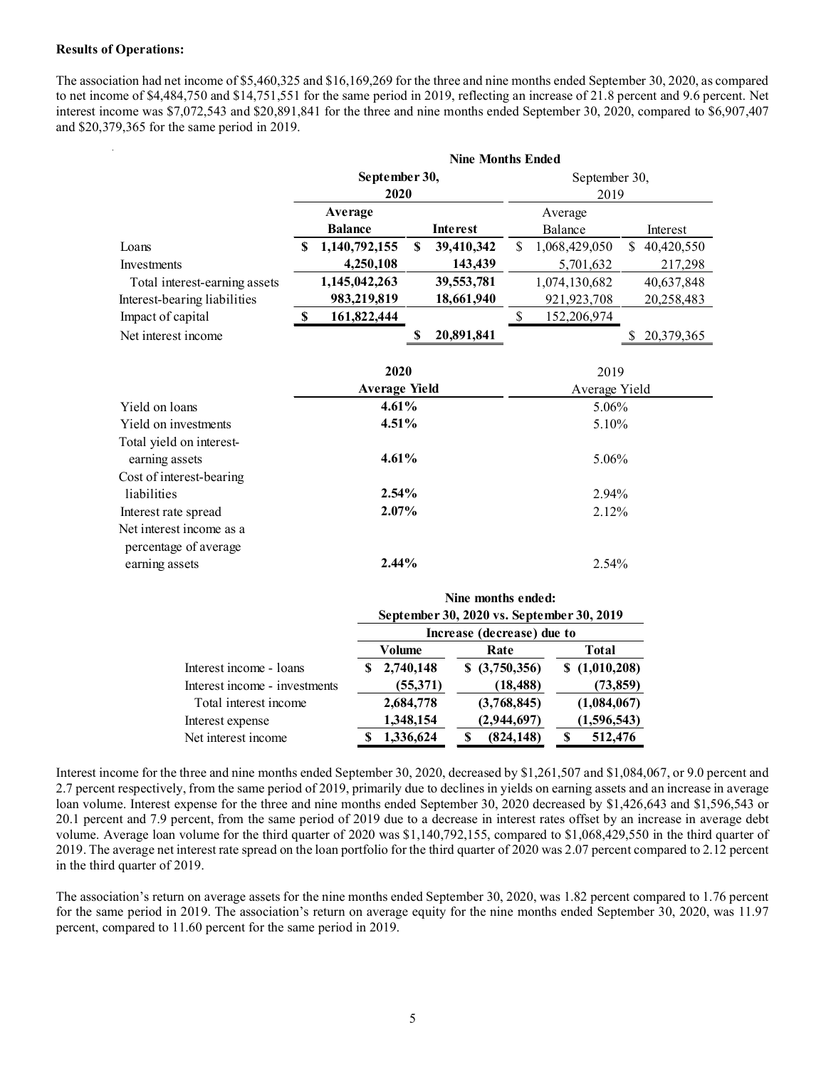**Results of Operations:**

The association had net income of $5,460,325 and $16,169,269 for the three and nine months ended September 30, 2020, as compared to net income of $4,484,750 and $14,751,551 for the same period in 2019, reflecting an increase of 21.8 percent and 9.6 percent. Net interest income was $7,072,543 and $20,891,841 for the three and nine months ended September 30, 2020, compared to $6,907,407 and $20,379,365 for the same period in 2019.

| | Nine Months Ended | | | |
|---|---|---|---|---|
| | **September 30, 2020** | | September 30, 2019 | |
| | **Average Balance** | **Interest** | Average Balance | Interest |
| Loans | **$ 1,140,792,155** | **$ 39,410,342** | $ 1,068,429,050 | $ 40,420,550 |
| Investments | **4,250,108** | **143,439** | 5,701,632 | 217,298 |
| Total interest-earning assets | **1,145,042,263** | **39,553,781** | 1,074,130,682 | 40,637,848 |
| Interest-bearing liabilities | **983,219,819** | **18,661,940** | 921,923,708 | 20,258,483 |
| Impact of capital | **$ 161,822,444** | | $ 152,206,974 | |
| Net interest income | | **$ 20,891,841** | | $ 20,379,365 |

| | **2020 Average Yield** | 2019 Average Yield |
|---|---|---|
| Yield on loans | **4.61%** | 5.06% |
| Yield on investments | **4.51%** | 5.10% |
| Total yield on interest-earning assets | **4.61%** | 5.06% |
| Cost of interest-bearing liabilities | **2.54%** | 2.94% |
| Interest rate spread | **2.07%** | 2.12% |
| Net interest income as a percentage of average earning assets | **2.44%** | 2.54% |

| | **Nine months ended: September 30, 2020 vs. September 30, 2019** | | |
|---|---|---|---|
| | **Increase (decrease) due to** | | |
| | **Volume** | **Rate** | **Total** |
| Interest income - loans | **$ 2,740,148** | **$ (3,750,356)** | **$ (1,010,208)** |
| Interest income - investments | **(55,371)** | **(18,488)** | **(73,859)** |
| Total interest income | **2,684,778** | **(3,768,845)** | **(1,084,067)** |
| Interest expense | **1,348,154** | **(2,944,697)** | **(1,596,543)** |
| Net interest income | **$ 1,336,624** | **$ (824,148)** | **$ 512,476** |

Interest income for the three and nine months ended September 30, 2020, decreased by $1,261,507 and $1,084,067, or 9.0 percent and 2.7 percent respectively, from the same period of 2019, primarily due to declines in yields on earning assets and an increase in average loan volume. Interest expense for the three and nine months ended September 30, 2020 decreased by $1,426,643 and $1,596,543 or 20.1 percent and 7.9 percent, from the same period of 2019 due to a decrease in interest rates offset by an increase in average debt volume. Average loan volume for the third quarter of 2020 was $1,140,792,155, compared to $1,068,429,550 in the third quarter of 2019. The average net interest rate spread on the loan portfolio for the third quarter of 2020 was 2.07 percent compared to 2.12 percent in the third quarter of 2019.

The association's return on average assets for the nine months ended September 30, 2020, was 1.82 percent compared to 1.76 percent for the same period in 2019. The association's return on average equity for the nine months ended September 30, 2020, was 11.97 percent, compared to 11.60 percent for the same period in 2019.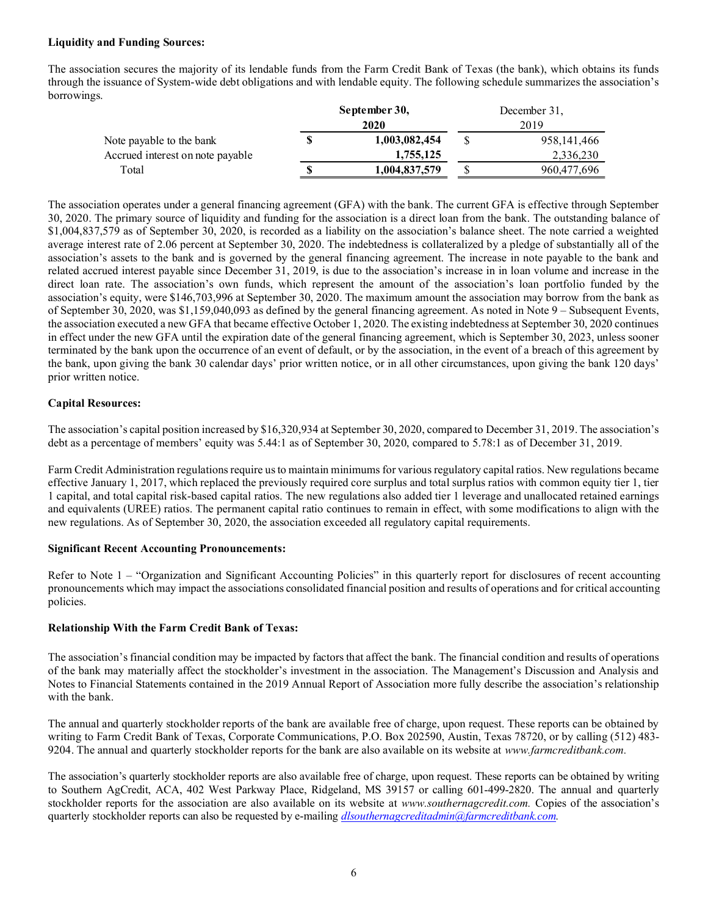**Liquidity and Funding Sources:**

The association secures the majority of its lendable funds from the Farm Credit Bank of Texas (the bank), which obtains its funds through the issuance of System-wide debt obligations and with lendable equity. The following schedule summarizes the association's borrowings.

| | September 30, 2020 | December 31, 2019 |
|---|---|---|
| Note payable to the bank | **$ 1,003,082,454** | $ 958,141,466 |
| Accrued interest on note payable | **1,755,125** | 2,336,230 |
| Total | **$ 1,004,837,579** | $ 960,477,696 |

The association operates under a general financing agreement (GFA) with the bank. The current GFA is effective through September 30, 2020. The primary source of liquidity and funding for the association is a direct loan from the bank. The outstanding balance of $1,004,837,579 as of September 30, 2020, is recorded as a liability on the association's balance sheet. The note carried a weighted average interest rate of 2.06 percent at September 30, 2020. The indebtedness is collateralized by a pledge of substantially all of the association's assets to the bank and is governed by the general financing agreement. The increase in note payable to the bank and related accrued interest payable since December 31, 2019, is due to the association's increase in in loan volume and increase in the direct loan rate. The association's own funds, which represent the amount of the association's loan portfolio funded by the association's equity, were $146,703,996 at September 30, 2020. The maximum amount the association may borrow from the bank as of September 30, 2020, was $1,159,040,093 as defined by the general financing agreement. As noted in Note 9 – Subsequent Events, the association executed a new GFA that became effective October 1, 2020. The existing indebtedness at September 30, 2020 continues in effect under the new GFA until the expiration date of the general financing agreement, which is September 30, 2023, unless sooner terminated by the bank upon the occurrence of an event of default, or by the association, in the event of a breach of this agreement by the bank, upon giving the bank 30 calendar days' prior written notice, or in all other circumstances, upon giving the bank 120 days' prior written notice.

**Capital Resources:**

The association's capital position increased by $16,320,934 at September 30, 2020, compared to December 31, 2019. The association's debt as a percentage of members' equity was 5.44:1 as of September 30, 2020, compared to 5.78:1 as of December 31, 2019.

Farm Credit Administration regulations require us to maintain minimums for various regulatory capital ratios. New regulations became effective January 1, 2017, which replaced the previously required core surplus and total surplus ratios with common equity tier 1, tier 1 capital, and total capital risk-based capital ratios. The new regulations also added tier 1 leverage and unallocated retained earnings and equivalents (UREE) ratios. The permanent capital ratio continues to remain in effect, with some modifications to align with the new regulations. As of September 30, 2020, the association exceeded all regulatory capital requirements.

**Significant Recent Accounting Pronouncements:**

Refer to Note 1 – "Organization and Significant Accounting Policies" in this quarterly report for disclosures of recent accounting pronouncements which may impact the associations consolidated financial position and results of operations and for critical accounting policies.

**Relationship With the Farm Credit Bank of Texas:**

The association's financial condition may be impacted by factors that affect the bank. The financial condition and results of operations of the bank may materially affect the stockholder's investment in the association. The Management's Discussion and Analysis and Notes to Financial Statements contained in the 2019 Annual Report of Association more fully describe the association's relationship with the bank.

The annual and quarterly stockholder reports of the bank are available free of charge, upon request. These reports can be obtained by writing to Farm Credit Bank of Texas, Corporate Communications, P.O. Box 202590, Austin, Texas 78720, or by calling (512) 483-9204. The annual and quarterly stockholder reports for the bank are also available on its website at *www.farmcreditbank.com.*

The association's quarterly stockholder reports are also available free of charge, upon request. These reports can be obtained by writing to Southern AgCredit, ACA, 402 West Parkway Place, Ridgeland, MS 39157 or calling 601-499-2820. The annual and quarterly stockholder reports for the association are also available on its website at *www.southernagcredit.com.* Copies of the association's quarterly stockholder reports can also be requested by e-mailing *dlsouthernagcreditadmin@farmcreditbank.com.*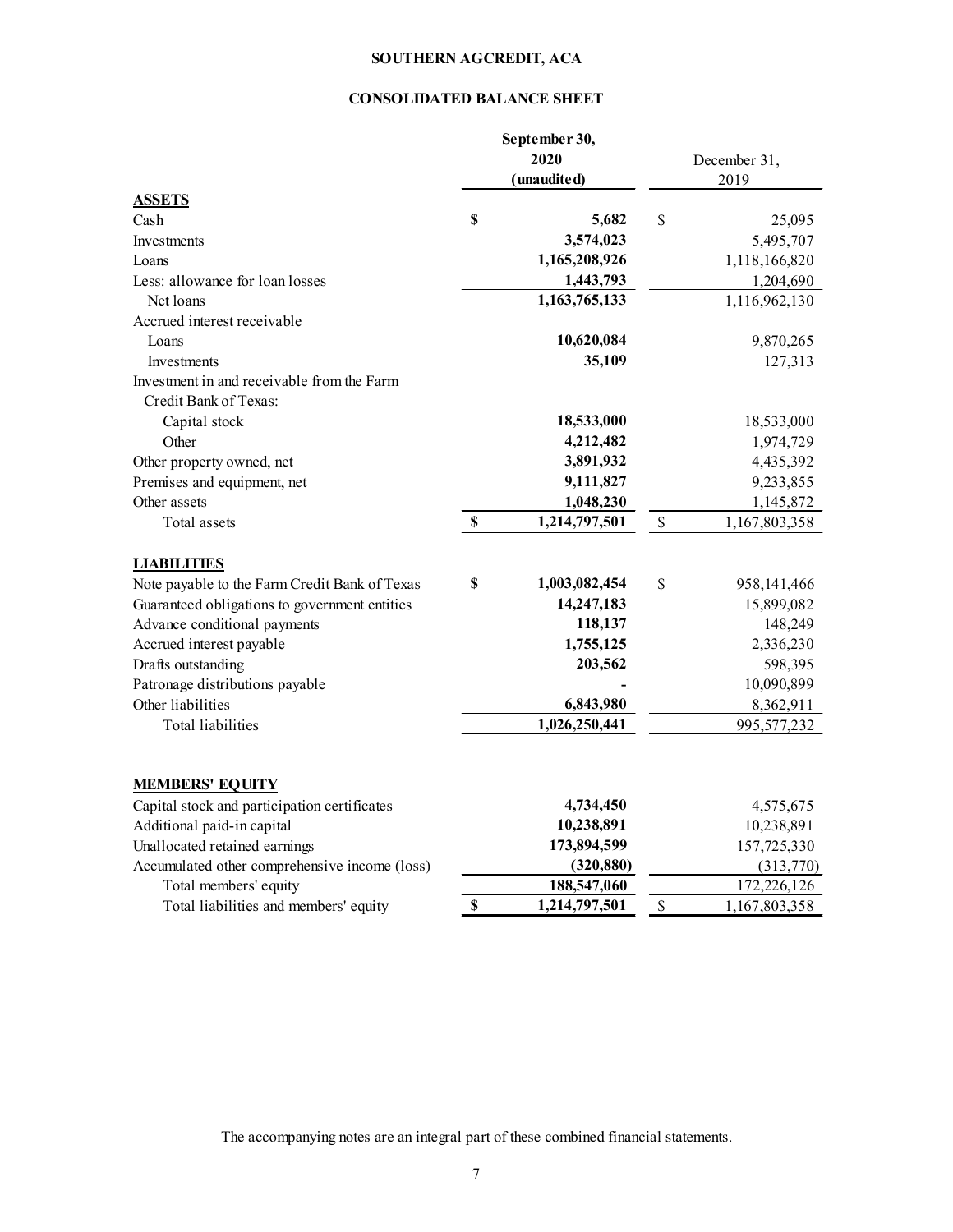# SOUTHERN AGCREDIT, ACA

## CONSOLIDATED BALANCE SHEET

| | September 30, 2020 (unaudited) | December 31, 2019 |
|---|---|---|
| **ASSETS** | | |
| Cash | $ 5,682 | $ 25,095 |
| Investments | 3,574,023 | 5,495,707 |
| Loans | 1,165,208,926 | 1,118,166,820 |
| Less: allowance for loan losses | 1,443,793 | 1,204,690 |
| Net loans | 1,163,765,133 | 1,116,962,130 |
| Accrued interest receivable | | |
| Loans | 10,620,084 | 9,870,265 |
| Investments | 35,109 | 127,313 |
| Investment in and receivable from the Farm Credit Bank of Texas: | | |
| Capital stock | 18,533,000 | 18,533,000 |
| Other | 4,212,482 | 1,974,729 |
| Other property owned, net | 3,891,932 | 4,435,392 |
| Premises and equipment, net | 9,111,827 | 9,233,855 |
| Other assets | 1,048,230 | 1,145,872 |
| Total assets | $ 1,214,797,501 | $ 1,167,803,358 |
| **LIABILITIES** | | |
| Note payable to the Farm Credit Bank of Texas | $ 1,003,082,454 | $ 958,141,466 |
| Guaranteed obligations to government entities | 14,247,183 | 15,899,082 |
| Advance conditional payments | 118,137 | 148,249 |
| Accrued interest payable | 1,755,125 | 2,336,230 |
| Drafts outstanding | 203,562 | 598,395 |
| Patronage distributions payable | - | 10,090,899 |
| Other liabilities | 6,843,980 | 8,362,911 |
| Total liabilities | 1,026,250,441 | 995,577,232 |
| **MEMBERS' EQUITY** | | |
| Capital stock and participation certificates | 4,734,450 | 4,575,675 |
| Additional paid-in capital | 10,238,891 | 10,238,891 |
| Unallocated retained earnings | 173,894,599 | 157,725,330 |
| Accumulated other comprehensive income (loss) | (320,880) | (313,770) |
| Total members' equity | 188,547,060 | 172,226,126 |
| Total liabilities and members' equity | $ 1,214,797,501 | $ 1,167,803,358 |

The accompanying notes are an integral part of these combined financial statements.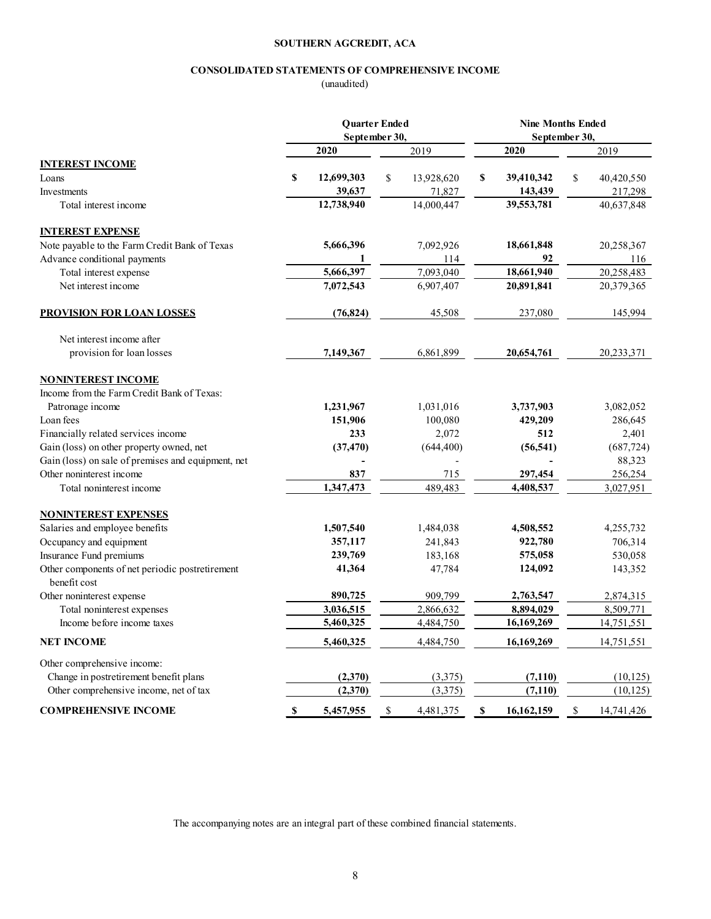**SOUTHERN AGCREDIT, ACA**

**CONSOLIDATED STATEMENTS OF COMPREHENSIVE INCOME**

(unaudited)

| | Quarter Ended September 30, | | Nine Months Ended September 30, | |
|---|---|---|---|---|
| | **2020** | 2019 | **2020** | 2019 |
| **INTEREST INCOME** | | | | |
| Loans | **$ 12,699,303** | $ 13,928,620 | **$ 39,410,342** | $ 40,420,550 |
| Investments | **39,637** | 71,827 | **143,439** | 217,298 |
| Total interest income | **12,738,940** | 14,000,447 | **39,553,781** | 40,637,848 |
| **INTEREST EXPENSE** | | | | |
| Note payable to the Farm Credit Bank of Texas | **5,666,396** | 7,092,926 | **18,661,848** | 20,258,367 |
| Advance conditional payments | **1** | 114 | **92** | 116 |
| Total interest expense | **5,666,397** | 7,093,040 | **18,661,940** | 20,258,483 |
| Net interest income | **7,072,543** | 6,907,407 | **20,891,841** | 20,379,365 |
| **PROVISION FOR LOAN LOSSES** | **(76,824)** | 45,508 | 237,080 | 145,994 |
| Net interest income after provision for loan losses | **7,149,367** | 6,861,899 | **20,654,761** | 20,233,371 |
| **NONINTEREST INCOME** | | | | |
| Income from the Farm Credit Bank of Texas: | | | | |
| Patronage income | **1,231,967** | 1,031,016 | **3,737,903** | 3,082,052 |
| Loan fees | **151,906** | 100,080 | **429,209** | 286,645 |
| Financially related services income | **233** | 2,072 | **512** | 2,401 |
| Gain (loss) on other property owned, net | **(37,470)** | (644,400) | **(56,541)** | (687,724) |
| Gain (loss) on sale of premises and equipment, net | **-** | - | **-** | 88,323 |
| Other noninterest income | **837** | 715 | **297,454** | 256,254 |
| Total noninterest income | **1,347,473** | 489,483 | **4,408,537** | 3,027,951 |
| **NONINTEREST EXPENSES** | | | | |
| Salaries and employee benefits | **1,507,540** | 1,484,038 | **4,508,552** | 4,255,732 |
| Occupancy and equipment | **357,117** | 241,843 | **922,780** | 706,314 |
| Insurance Fund premiums | **239,769** | 183,168 | **575,058** | 530,058 |
| Other components of net periodic postretirement benefit cost | **41,364** | 47,784 | **124,092** | 143,352 |
| Other noninterest expense | **890,725** | 909,799 | **2,763,547** | 2,874,315 |
| Total noninterest expenses | **3,036,515** | 2,866,632 | **8,894,029** | 8,509,771 |
| Income before income taxes | **5,460,325** | 4,484,750 | **16,169,269** | 14,751,551 |
| **NET INCOME** | **5,460,325** | 4,484,750 | **16,169,269** | 14,751,551 |
| Other comprehensive income: | | | | |
| Change in postretirement benefit plans | **(2,370)** | (3,375) | **(7,110)** | (10,125) |
| Other comprehensive income, net of tax | **(2,370)** | (3,375) | **(7,110)** | (10,125) |
| **COMPREHENSIVE INCOME** | **$ 5,457,955** | $ 4,481,375 | **$ 16,162,159** | $ 14,741,426 |

The accompanying notes are an integral part of these combined financial statements.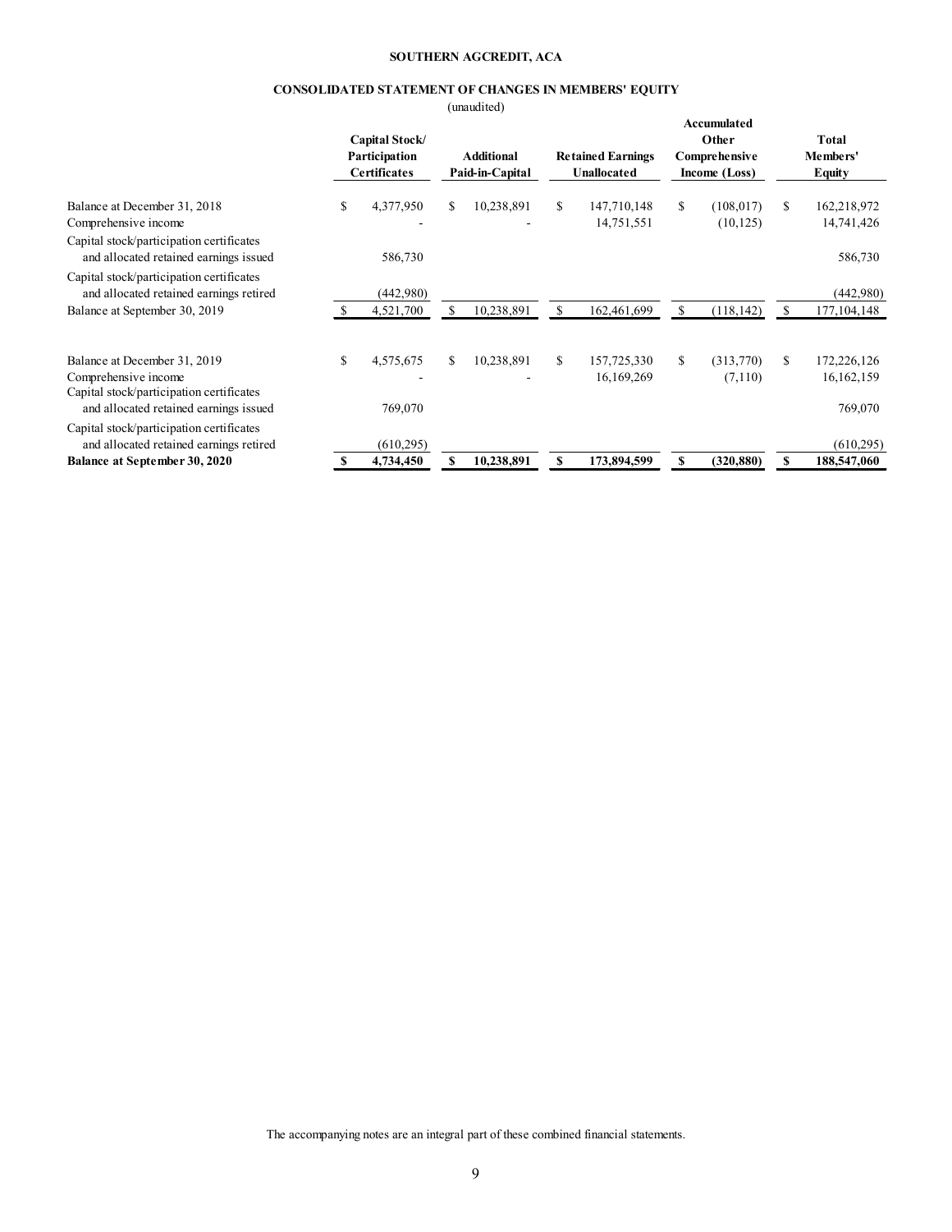**SOUTHERN AGCREDIT, ACA**

**CONSOLIDATED STATEMENT OF CHANGES IN MEMBERS' EQUITY**

(unaudited)

| | Capital Stock/ Participation Certificates | Additional Paid-in-Capital | Retained Earnings Unallocated | Accumulated Other Comprehensive Income (Loss) | Total Members' Equity |
|---|---|---|---|---|---|
| Balance at December 31, 2018 | $ 4,377,950 | $ 10,238,891 | $ 147,710,148 | $ (108,017) | $ 162,218,972 |
| Comprehensive income | - | - | 14,751,551 | (10,125) | 14,741,426 |
| Capital stock/participation certificates and allocated retained earnings issued | 586,730 | | | | 586,730 |
| Capital stock/participation certificates and allocated retained earnings retired | (442,980) | | | | (442,980) |
| Balance at September 30, 2019 | $ 4,521,700 | $ 10,238,891 | $ 162,461,699 | $ (118,142) | $ 177,104,148 |
| | | | | | |
| Balance at December 31, 2019 | $ 4,575,675 | $ 10,238,891 | $ 157,725,330 | $ (313,770) | $ 172,226,126 |
| Comprehensive income | - | - | 16,169,269 | (7,110) | 16,162,159 |
| Capital stock/participation certificates and allocated retained earnings issued | 769,070 | | | | 769,070 |
| Capital stock/participation certificates and allocated retained earnings retired | (610,295) | | | | (610,295) |
| **Balance at September 30, 2020** | **$ 4,734,450** | **$ 10,238,891** | **$ 173,894,599** | **$ (320,880)** | **$ 188,547,060** |

The accompanying notes are an integral part of these combined financial statements.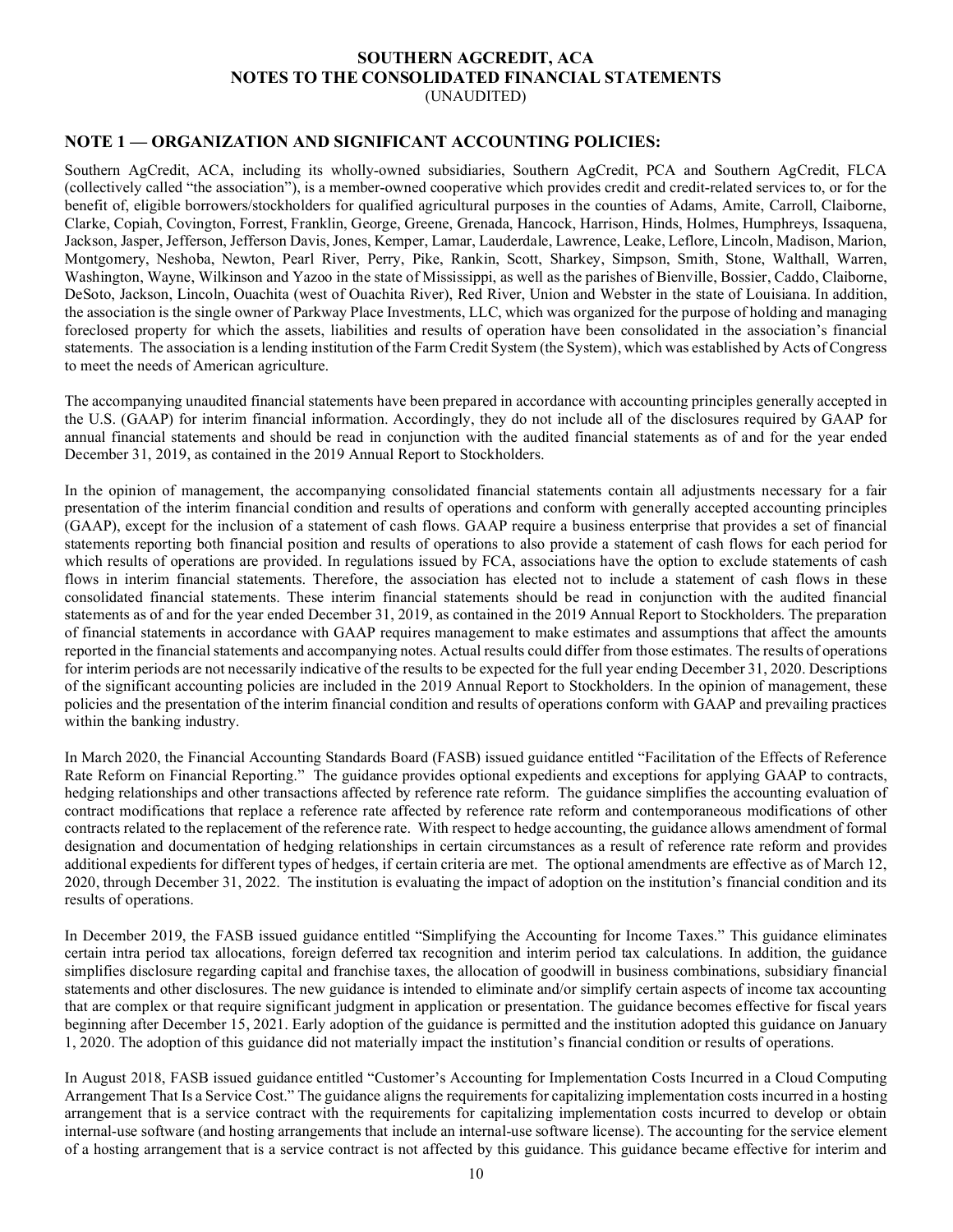# SOUTHERN AGCREDIT, ACA
## NOTES TO THE CONSOLIDATED FINANCIAL STATEMENTS
(UNAUDITED)

## NOTE 1 — ORGANIZATION AND SIGNIFICANT ACCOUNTING POLICIES:

Southern AgCredit, ACA, including its wholly-owned subsidiaries, Southern AgCredit, PCA and Southern AgCredit, FLCA (collectively called "the association"), is a member-owned cooperative which provides credit and credit-related services to, or for the benefit of, eligible borrowers/stockholders for qualified agricultural purposes in the counties of Adams, Amite, Carroll, Claiborne, Clarke, Copiah, Covington, Forrest, Franklin, George, Greene, Grenada, Hancock, Harrison, Hinds, Holmes, Humphreys, Issaquena, Jackson, Jasper, Jefferson, Jefferson Davis, Jones, Kemper, Lamar, Lauderdale, Lawrence, Leake, Leflore, Lincoln, Madison, Marion, Montgomery, Neshoba, Newton, Pearl River, Perry, Pike, Rankin, Scott, Sharkey, Simpson, Smith, Stone, Walthall, Warren, Washington, Wayne, Wilkinson and Yazoo in the state of Mississippi, as well as the parishes of Bienville, Bossier, Caddo, Claiborne, DeSoto, Jackson, Lincoln, Ouachita (west of Ouachita River), Red River, Union and Webster in the state of Louisiana. In addition, the association is the single owner of Parkway Place Investments, LLC, which was organized for the purpose of holding and managing foreclosed property for which the assets, liabilities and results of operation have been consolidated in the association's financial statements. The association is a lending institution of the Farm Credit System (the System), which was established by Acts of Congress to meet the needs of American agriculture.

The accompanying unaudited financial statements have been prepared in accordance with accounting principles generally accepted in the U.S. (GAAP) for interim financial information. Accordingly, they do not include all of the disclosures required by GAAP for annual financial statements and should be read in conjunction with the audited financial statements as of and for the year ended December 31, 2019, as contained in the 2019 Annual Report to Stockholders.

In the opinion of management, the accompanying consolidated financial statements contain all adjustments necessary for a fair presentation of the interim financial condition and results of operations and conform with generally accepted accounting principles (GAAP), except for the inclusion of a statement of cash flows. GAAP require a business enterprise that provides a set of financial statements reporting both financial position and results of operations to also provide a statement of cash flows for each period for which results of operations are provided. In regulations issued by FCA, associations have the option to exclude statements of cash flows in interim financial statements. Therefore, the association has elected not to include a statement of cash flows in these consolidated financial statements. These interim financial statements should be read in conjunction with the audited financial statements as of and for the year ended December 31, 2019, as contained in the 2019 Annual Report to Stockholders. The preparation of financial statements in accordance with GAAP requires management to make estimates and assumptions that affect the amounts reported in the financial statements and accompanying notes. Actual results could differ from those estimates. The results of operations for interim periods are not necessarily indicative of the results to be expected for the full year ending December 31, 2020. Descriptions of the significant accounting policies are included in the 2019 Annual Report to Stockholders. In the opinion of management, these policies and the presentation of the interim financial condition and results of operations conform with GAAP and prevailing practices within the banking industry.

In March 2020, the Financial Accounting Standards Board (FASB) issued guidance entitled "Facilitation of the Effects of Reference Rate Reform on Financial Reporting." The guidance provides optional expedients and exceptions for applying GAAP to contracts, hedging relationships and other transactions affected by reference rate reform. The guidance simplifies the accounting evaluation of contract modifications that replace a reference rate affected by reference rate reform and contemporaneous modifications of other contracts related to the replacement of the reference rate. With respect to hedge accounting, the guidance allows amendment of formal designation and documentation of hedging relationships in certain circumstances as a result of reference rate reform and provides additional expedients for different types of hedges, if certain criteria are met. The optional amendments are effective as of March 12, 2020, through December 31, 2022. The institution is evaluating the impact of adoption on the institution's financial condition and its results of operations.

In December 2019, the FASB issued guidance entitled "Simplifying the Accounting for Income Taxes." This guidance eliminates certain intra period tax allocations, foreign deferred tax recognition and interim period tax calculations. In addition, the guidance simplifies disclosure regarding capital and franchise taxes, the allocation of goodwill in business combinations, subsidiary financial statements and other disclosures. The new guidance is intended to eliminate and/or simplify certain aspects of income tax accounting that are complex or that require significant judgment in application or presentation. The guidance becomes effective for fiscal years beginning after December 15, 2021. Early adoption of the guidance is permitted and the institution adopted this guidance on January 1, 2020. The adoption of this guidance did not materially impact the institution's financial condition or results of operations.

In August 2018, FASB issued guidance entitled "Customer's Accounting for Implementation Costs Incurred in a Cloud Computing Arrangement That Is a Service Cost." The guidance aligns the requirements for capitalizing implementation costs incurred in a hosting arrangement that is a service contract with the requirements for capitalizing implementation costs incurred to develop or obtain internal-use software (and hosting arrangements that include an internal-use software license). The accounting for the service element of a hosting arrangement that is a service contract is not affected by this guidance. This guidance became effective for interim and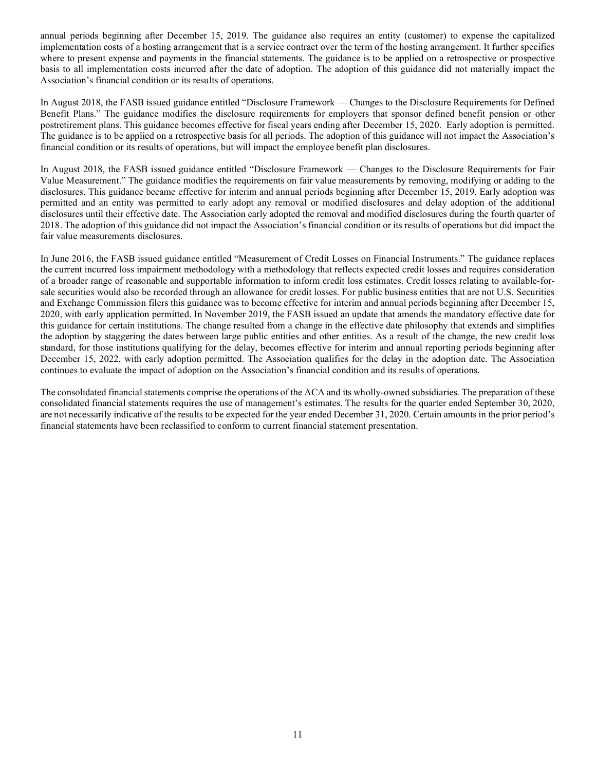annual periods beginning after December 15, 2019. The guidance also requires an entity (customer) to expense the capitalized implementation costs of a hosting arrangement that is a service contract over the term of the hosting arrangement. It further specifies where to present expense and payments in the financial statements. The guidance is to be applied on a retrospective or prospective basis to all implementation costs incurred after the date of adoption. The adoption of this guidance did not materially impact the Association's financial condition or its results of operations.

In August 2018, the FASB issued guidance entitled "Disclosure Framework — Changes to the Disclosure Requirements for Defined Benefit Plans." The guidance modifies the disclosure requirements for employers that sponsor defined benefit pension or other postretirement plans. This guidance becomes effective for fiscal years ending after December 15, 2020. Early adoption is permitted. The guidance is to be applied on a retrospective basis for all periods. The adoption of this guidance will not impact the Association's financial condition or its results of operations, but will impact the employee benefit plan disclosures.

In August 2018, the FASB issued guidance entitled "Disclosure Framework — Changes to the Disclosure Requirements for Fair Value Measurement." The guidance modifies the requirements on fair value measurements by removing, modifying or adding to the disclosures. This guidance became effective for interim and annual periods beginning after December 15, 2019. Early adoption was permitted and an entity was permitted to early adopt any removal or modified disclosures and delay adoption of the additional disclosures until their effective date. The Association early adopted the removal and modified disclosures during the fourth quarter of 2018. The adoption of this guidance did not impact the Association's financial condition or its results of operations but did impact the fair value measurements disclosures.

In June 2016, the FASB issued guidance entitled "Measurement of Credit Losses on Financial Instruments." The guidance replaces the current incurred loss impairment methodology with a methodology that reflects expected credit losses and requires consideration of a broader range of reasonable and supportable information to inform credit loss estimates. Credit losses relating to available-for-sale securities would also be recorded through an allowance for credit losses. For public business entities that are not U.S. Securities and Exchange Commission filers this guidance was to become effective for interim and annual periods beginning after December 15, 2020, with early application permitted. In November 2019, the FASB issued an update that amends the mandatory effective date for this guidance for certain institutions. The change resulted from a change in the effective date philosophy that extends and simplifies the adoption by staggering the dates between large public entities and other entities. As a result of the change, the new credit loss standard, for those institutions qualifying for the delay, becomes effective for interim and annual reporting periods beginning after December 15, 2022, with early adoption permitted. The Association qualifies for the delay in the adoption date. The Association continues to evaluate the impact of adoption on the Association's financial condition and its results of operations.

The consolidated financial statements comprise the operations of the ACA and its wholly-owned subsidiaries. The preparation of these consolidated financial statements requires the use of management's estimates. The results for the quarter ended September 30, 2020, are not necessarily indicative of the results to be expected for the year ended December 31, 2020. Certain amounts in the prior period's financial statements have been reclassified to conform to current financial statement presentation.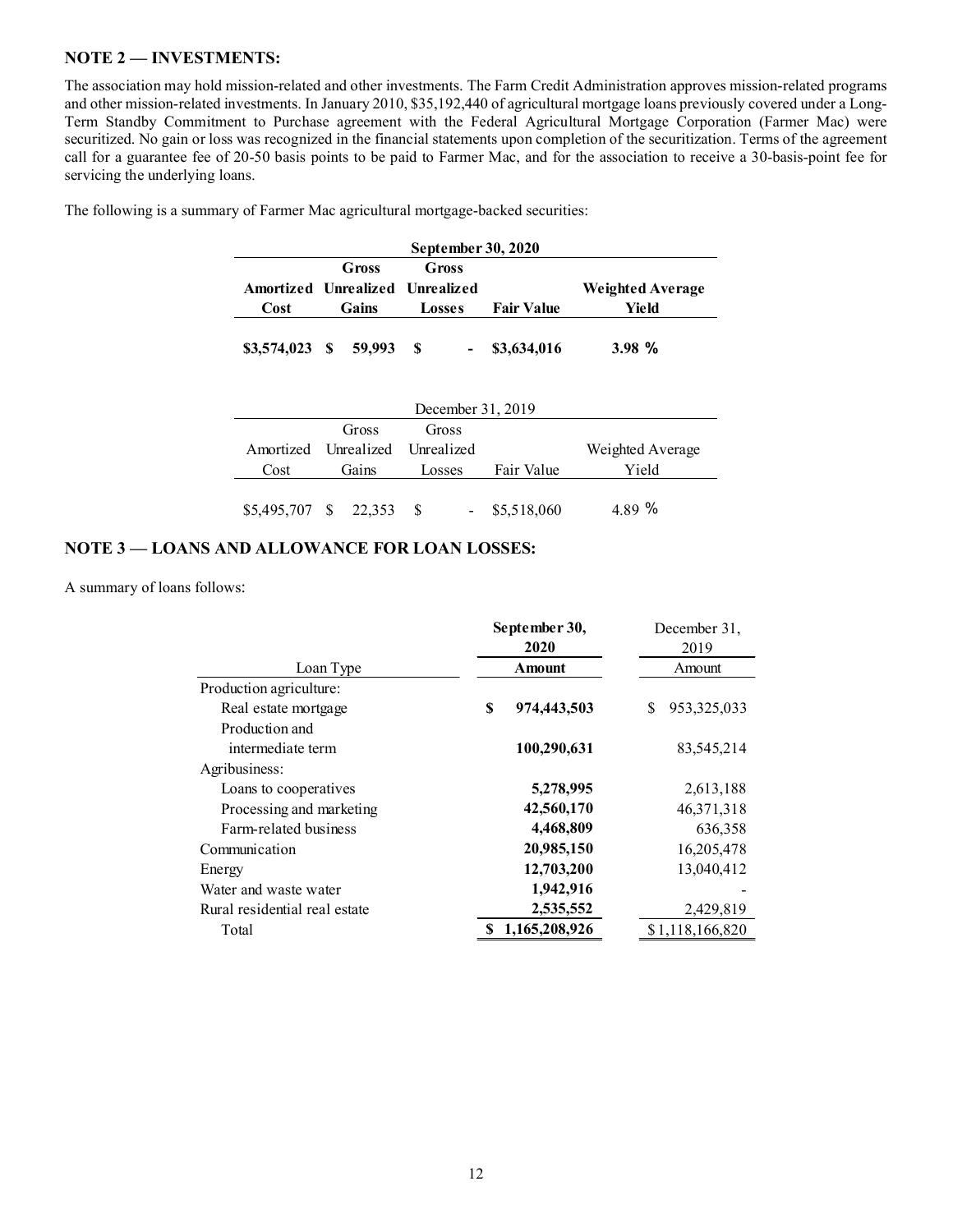## NOTE 2 — INVESTMENTS:

The association may hold mission-related and other investments. The Farm Credit Administration approves mission-related programs and other mission-related investments. In January 2010, $35,192,440 of agricultural mortgage loans previously covered under a Long-Term Standby Commitment to Purchase agreement with the Federal Agricultural Mortgage Corporation (Farmer Mac) were securitized. No gain or loss was recognized in the financial statements upon completion of the securitization. Terms of the agreement call for a guarantee fee of 20-50 basis points to be paid to Farmer Mac, and for the association to receive a 30-basis-point fee for servicing the underlying loans.

The following is a summary of Farmer Mac agricultural mortgage-backed securities:

| **September 30, 2020** | | | | |
|---|---|---|---|---|
| **Amortized Cost** | **Gross Unrealized Gains** | **Gross Unrealized Losses** | **Fair Value** | **Weighted Average Yield** |
| **$3,574,023** | **$ 59,993** | **$ -** | **$3,634,016** | **3.98 %** |

| December 31, 2019 | | | | |
|---|---|---|---|---|
| Amortized Cost | Gross Unrealized Gains | Gross Unrealized Losses | Fair Value | Weighted Average Yield |
| $5,495,707 | $ 22,353 | $ - | $5,518,060 | 4.89 % |

## NOTE 3 — LOANS AND ALLOWANCE FOR LOAN LOSSES:

A summary of loans follows:

| Loan Type | **September 30, 2020 Amount** | December 31, 2019 Amount |
|---|---|---|
| Production agriculture: | | |
| Real estate mortgage | **$ 974,443,503** | $ 953,325,033 |
| Production and intermediate term | **100,290,631** | 83,545,214 |
| Agribusiness: | | |
| Loans to cooperatives | **5,278,995** | 2,613,188 |
| Processing and marketing | **42,560,170** | 46,371,318 |
| Farm-related business | **4,468,809** | 636,358 |
| Communication | **20,985,150** | 16,205,478 |
| Energy | **12,703,200** | 13,040,412 |
| Water and waste water | **1,942,916** | - |
| Rural residential real estate | **2,535,552** | 2,429,819 |
| Total | **$ 1,165,208,926** | $1,118,166,820 |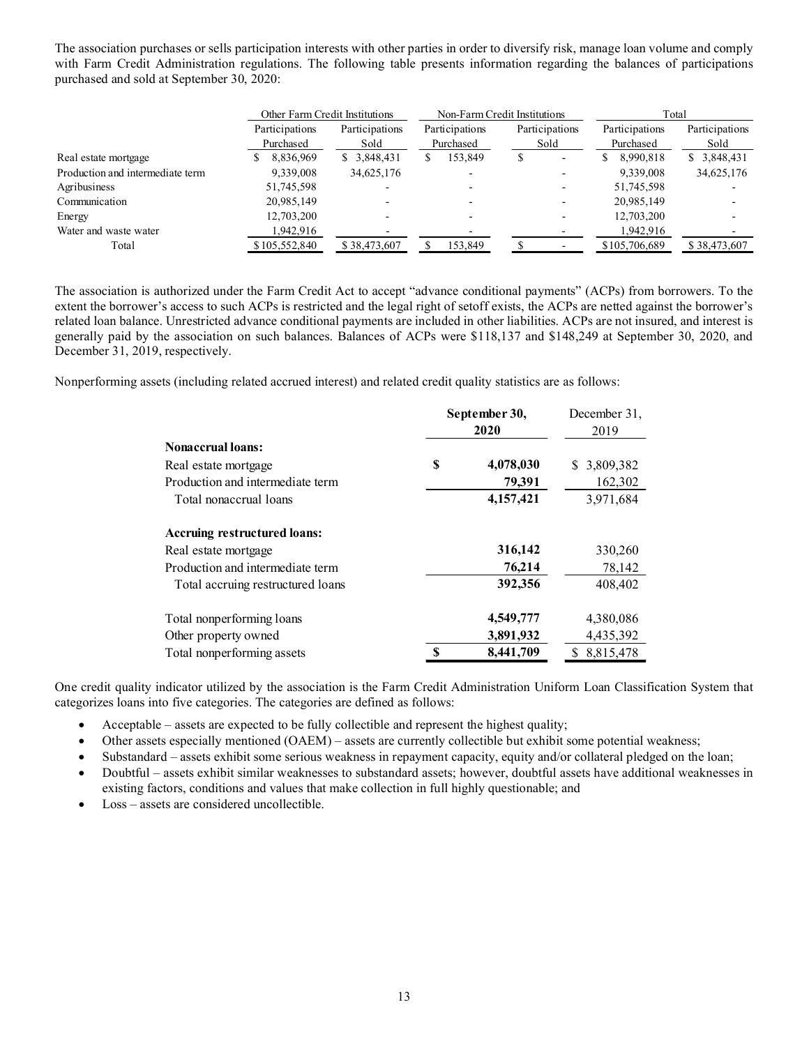The association purchases or sells participation interests with other parties in order to diversify risk, manage loan volume and comply with Farm Credit Administration regulations. The following table presents information regarding the balances of participations purchased and sold at September 30, 2020:

| | Other Farm Credit Institutions | | Non-Farm Credit Institutions | | Total | |
|---|---|---|---|---|---|---|
| | Participations Purchased | Participations Sold | Participations Purchased | Participations Sold | Participations Purchased | Participations Sold |
| Real estate mortgage | $ 8,836,969 | $ 3,848,431 | $ 153,849 | $ - | $ 8,990,818 | $ 3,848,431 |
| Production and intermediate term | 9,339,008 | 34,625,176 | - | - | 9,339,008 | 34,625,176 |
| Agribusiness | 51,745,598 | - | - | - | 51,745,598 | - |
| Communication | 20,985,149 | - | - | - | 20,985,149 | - |
| Energy | 12,703,200 | - | - | - | 12,703,200 | - |
| Water and waste water | 1,942,916 | - | - | - | 1,942,916 | - |
| Total | $105,552,840 | $ 38,473,607 | $ 153,849 | $ - | $105,706,689 | $ 38,473,607 |

The association is authorized under the Farm Credit Act to accept "advance conditional payments" (ACPs) from borrowers. To the extent the borrower's access to such ACPs is restricted and the legal right of setoff exists, the ACPs are netted against the borrower's related loan balance. Unrestricted advance conditional payments are included in other liabilities. ACPs are not insured, and interest is generally paid by the association on such balances. Balances of ACPs were $118,137 and $148,249 at September 30, 2020, and December 31, 2019, respectively.

Nonperforming assets (including related accrued interest) and related credit quality statistics are as follows:

| | **September 30, 2020** | December 31, 2019 |
|---|---|---|
| **Nonaccrual loans:** | | |
| Real estate mortgage | **$ 4,078,030** | $ 3,809,382 |
| Production and intermediate term | **79,391** | 162,302 |
| Total nonaccrual loans | **4,157,421** | 3,971,684 |
| **Accruing restructured loans:** | | |
| Real estate mortgage | **316,142** | 330,260 |
| Production and intermediate term | **76,214** | 78,142 |
| Total accruing restructured loans | **392,356** | 408,402 |
| Total nonperforming loans | **4,549,777** | 4,380,086 |
| Other property owned | **3,891,932** | 4,435,392 |
| Total nonperforming assets | **$ 8,441,709** | $ 8,815,478 |

One credit quality indicator utilized by the association is the Farm Credit Administration Uniform Loan Classification System that categorizes loans into five categories. The categories are defined as follows:

- Acceptable – assets are expected to be fully collectible and represent the highest quality;
- Other assets especially mentioned (OAEM) – assets are currently collectible but exhibit some potential weakness;
- Substandard – assets exhibit some serious weakness in repayment capacity, equity and/or collateral pledged on the loan;
- Doubtful – assets exhibit similar weaknesses to substandard assets; however, doubtful assets have additional weaknesses in existing factors, conditions and values that make collection in full highly questionable; and
- Loss – assets are considered uncollectible.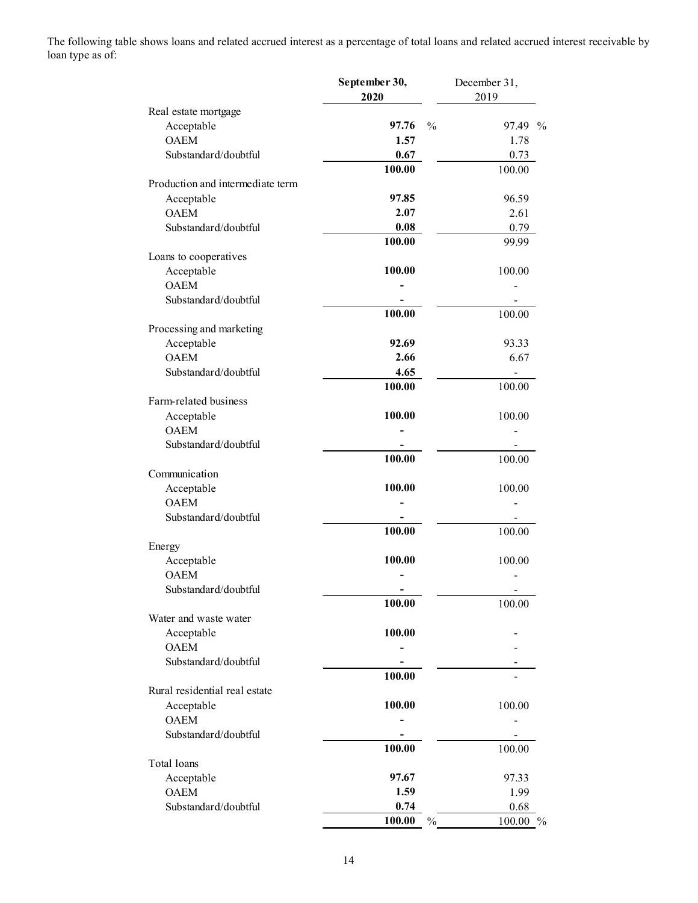The following table shows loans and related accrued interest as a percentage of total loans and related accrued interest receivable by loan type as of:

| | September 30, 2020 | December 31, 2019 |
|---|---|---|
| Real estate mortgage | | |
| Acceptable | **97.76** % | 97.49 % |
| OAEM | **1.57** | 1.78 |
| Substandard/doubtful | **0.67** | 0.73 |
| | **100.00** | 100.00 |
| Production and intermediate term | | |
| Acceptable | **97.85** | 96.59 |
| OAEM | **2.07** | 2.61 |
| Substandard/doubtful | **0.08** | 0.79 |
| | **100.00** | 99.99 |
| Loans to cooperatives | | |
| Acceptable | **100.00** | 100.00 |
| OAEM | **-** | - |
| Substandard/doubtful | **-** | - |
| | **100.00** | 100.00 |
| Processing and marketing | | |
| Acceptable | **92.69** | 93.33 |
| OAEM | **2.66** | 6.67 |
| Substandard/doubtful | **4.65** | - |
| | **100.00** | 100.00 |
| Farm-related business | | |
| Acceptable | **100.00** | 100.00 |
| OAEM | **-** | - |
| Substandard/doubtful | **-** | - |
| | **100.00** | 100.00 |
| Communication | | |
| Acceptable | **100.00** | 100.00 |
| OAEM | **-** | - |
| Substandard/doubtful | **-** | - |
| | **100.00** | 100.00 |
| Energy | | |
| Acceptable | **100.00** | 100.00 |
| OAEM | **-** | - |
| Substandard/doubtful | **-** | - |
| | **100.00** | 100.00 |
| Water and waste water | | |
| Acceptable | **100.00** | - |
| OAEM | **-** | - |
| Substandard/doubtful | **-** | - |
| | **100.00** | - |
| Rural residential real estate | | |
| Acceptable | **100.00** | 100.00 |
| OAEM | **-** | - |
| Substandard/doubtful | **-** | - |
| | **100.00** | 100.00 |
| Total loans | | |
| Acceptable | **97.67** | 97.33 |
| OAEM | **1.59** | 1.99 |
| Substandard/doubtful | **0.74** | 0.68 |
| | **100.00** % | 100.00 % |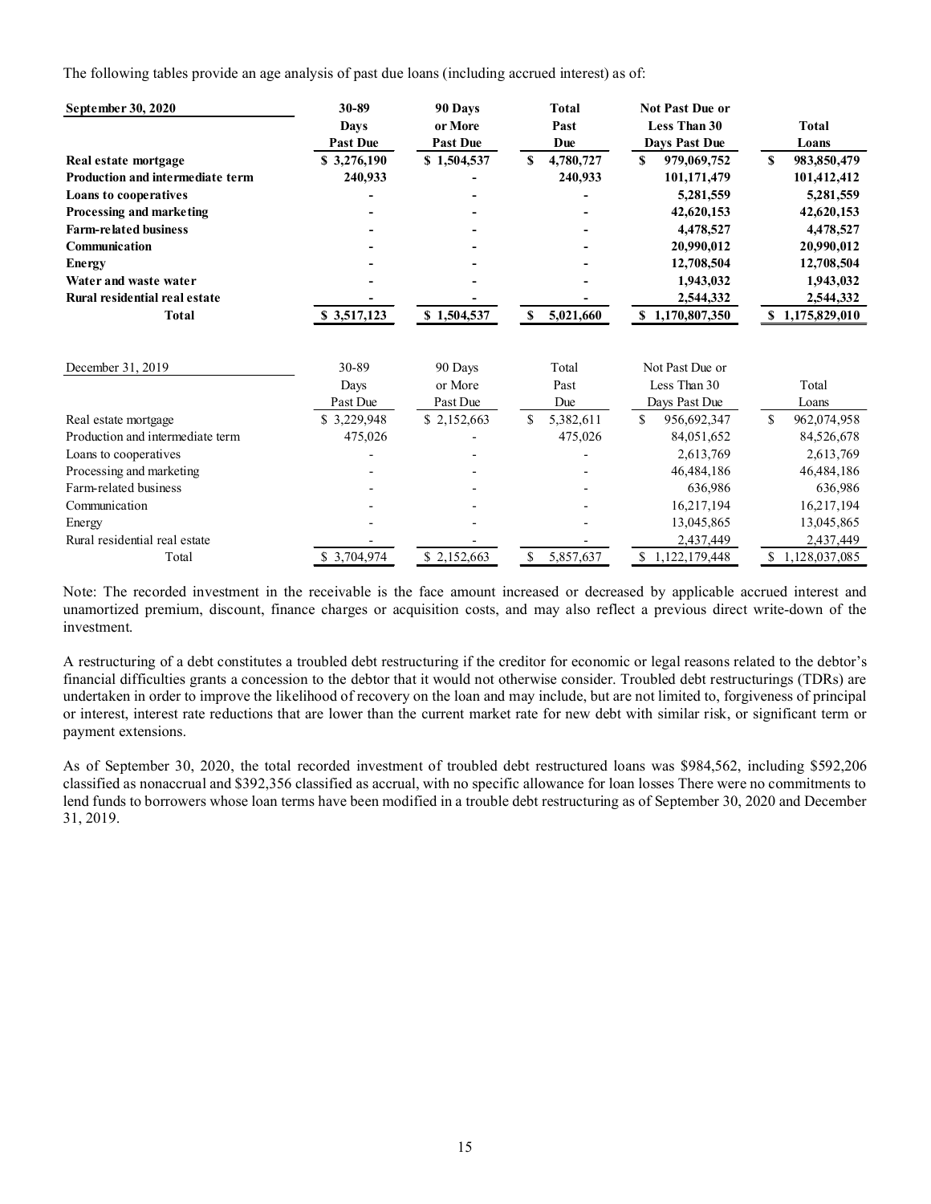The following tables provide an age analysis of past due loans (including accrued interest) as of:

| **September 30, 2020** | **30-89 Days Past Due** | **90 Days or More Past Due** | **Total Past Due** | **Not Past Due or Less Than 30 Days Past Due** | **Total Loans** |
|---|---|---|---|---|---|
| **Real estate mortgage** | **$ 3,276,190** | **$ 1,504,537** | **$ 4,780,727** | **$ 979,069,752** | **$ 983,850,479** |
| **Production and intermediate term** | **240,933** | **-** | **240,933** | **101,171,479** | **101,412,412** |
| **Loans to cooperatives** | **-** | **-** | **-** | **5,281,559** | **5,281,559** |
| **Processing and marketing** | **-** | **-** | **-** | **42,620,153** | **42,620,153** |
| **Farm-related business** | **-** | **-** | **-** | **4,478,527** | **4,478,527** |
| **Communication** | **-** | **-** | **-** | **20,990,012** | **20,990,012** |
| **Energy** | **-** | **-** | **-** | **12,708,504** | **12,708,504** |
| **Water and waste water** | **-** | **-** | **-** | **1,943,032** | **1,943,032** |
| **Rural residential real estate** | **-** | **-** | **-** | **2,544,332** | **2,544,332** |
| **Total** | **$ 3,517,123** | **$ 1,504,537** | **$ 5,021,660** | **$ 1,170,807,350** | **$ 1,175,829,010** |

| December 31, 2019 | 30-89 Days Past Due | 90 Days or More Past Due | Total Past Due | Not Past Due or Less Than 30 Days Past Due | Total Loans |
|---|---|---|---|---|---|
| Real estate mortgage | $ 3,229,948 | $ 2,152,663 | $ 5,382,611 | $ 956,692,347 | $ 962,074,958 |
| Production and intermediate term | 475,026 | - | 475,026 | 84,051,652 | 84,526,678 |
| Loans to cooperatives | - | - | - | 2,613,769 | 2,613,769 |
| Processing and marketing | - | - | - | 46,484,186 | 46,484,186 |
| Farm-related business | - | - | - | 636,986 | 636,986 |
| Communication | - | - | - | 16,217,194 | 16,217,194 |
| Energy | - | - | - | 13,045,865 | 13,045,865 |
| Rural residential real estate | - | - | - | 2,437,449 | 2,437,449 |
| Total | $ 3,704,974 | $ 2,152,663 | $ 5,857,637 | $ 1,122,179,448 | $ 1,128,037,085 |

Note: The recorded investment in the receivable is the face amount increased or decreased by applicable accrued interest and unamortized premium, discount, finance charges or acquisition costs, and may also reflect a previous direct write-down of the investment.

A restructuring of a debt constitutes a troubled debt restructuring if the creditor for economic or legal reasons related to the debtor's financial difficulties grants a concession to the debtor that it would not otherwise consider. Troubled debt restructurings (TDRs) are undertaken in order to improve the likelihood of recovery on the loan and may include, but are not limited to, forgiveness of principal or interest, interest rate reductions that are lower than the current market rate for new debt with similar risk, or significant term or payment extensions.

As of September 30, 2020, the total recorded investment of troubled debt restructured loans was $984,562, including $592,206 classified as nonaccrual and $392,356 classified as accrual, with no specific allowance for loan losses There were no commitments to lend funds to borrowers whose loan terms have been modified in a trouble debt restructuring as of September 30, 2020 and December 31, 2019.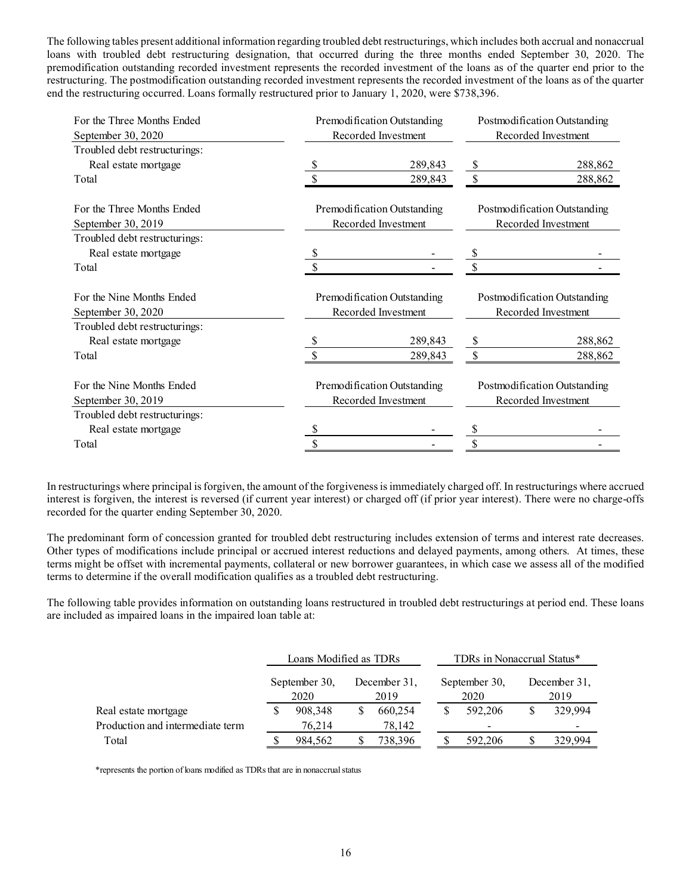The following tables present additional information regarding troubled debt restructurings, which includes both accrual and nonaccrual loans with troubled debt restructuring designation, that occurred during the three months ended September 30, 2020. The premodification outstanding recorded investment represents the recorded investment of the loans as of the quarter end prior to the restructuring. The postmodification outstanding recorded investment represents the recorded investment of the loans as of the quarter end the restructuring occurred. Loans formally restructured prior to January 1, 2020, were $738,396.

| For the Three Months Ended September 30, 2020 | Premodification Outstanding Recorded Investment | Postmodification Outstanding Recorded Investment |
|---|---|---|
| Troubled debt restructurings: | | |
| Real estate mortgage | $ 289,843 | $ 288,862 |
| Total | $ 289,843 | $ 288,862 |

| For the Three Months Ended September 30, 2019 | Premodification Outstanding Recorded Investment | Postmodification Outstanding Recorded Investment |
|---|---|---|
| Troubled debt restructurings: | | |
| Real estate mortgage | $ - | $ - |
| Total | $ - | $ - |

| For the Nine Months Ended September 30, 2020 | Premodification Outstanding Recorded Investment | Postmodification Outstanding Recorded Investment |
|---|---|---|
| Troubled debt restructurings: | | |
| Real estate mortgage | $ 289,843 | $ 288,862 |
| Total | $ 289,843 | $ 288,862 |

| For the Nine Months Ended September 30, 2019 | Premodification Outstanding Recorded Investment | Postmodification Outstanding Recorded Investment |
|---|---|---|
| Troubled debt restructurings: | | |
| Real estate mortgage | $ - | $ - |
| Total | $ - | $ - |

In restructurings where principal is forgiven, the amount of the forgiveness is immediately charged off. In restructurings where accrued interest is forgiven, the interest is reversed (if current year interest) or charged off (if prior year interest). There were no charge-offs recorded for the quarter ending September 30, 2020.

The predominant form of concession granted for troubled debt restructuring includes extension of terms and interest rate decreases. Other types of modifications include principal or accrued interest reductions and delayed payments, among others. At times, these terms might be offset with incremental payments, collateral or new borrower guarantees, in which case we assess all of the modified terms to determine if the overall modification qualifies as a troubled debt restructuring.

The following table provides information on outstanding loans restructured in troubled debt restructurings at period end. These loans are included as impaired loans in the impaired loan table at:

| | Loans Modified as TDRs | | TDRs in Nonaccrual Status* | |
|---|---|---|---|---|
| | September 30, 2020 | December 31, 2019 | September 30, 2020 | December 31, 2019 |
| Real estate mortgage | $ 908,348 | $ 660,254 | $ 592,206 | $ 329,994 |
| Production and intermediate term | 76,214 | 78,142 | - | - |
| Total | $ 984,562 | $ 738,396 | $ 592,206 | $ 329,994 |

*represents the portion of loans modified as TDRs that are in nonaccrual status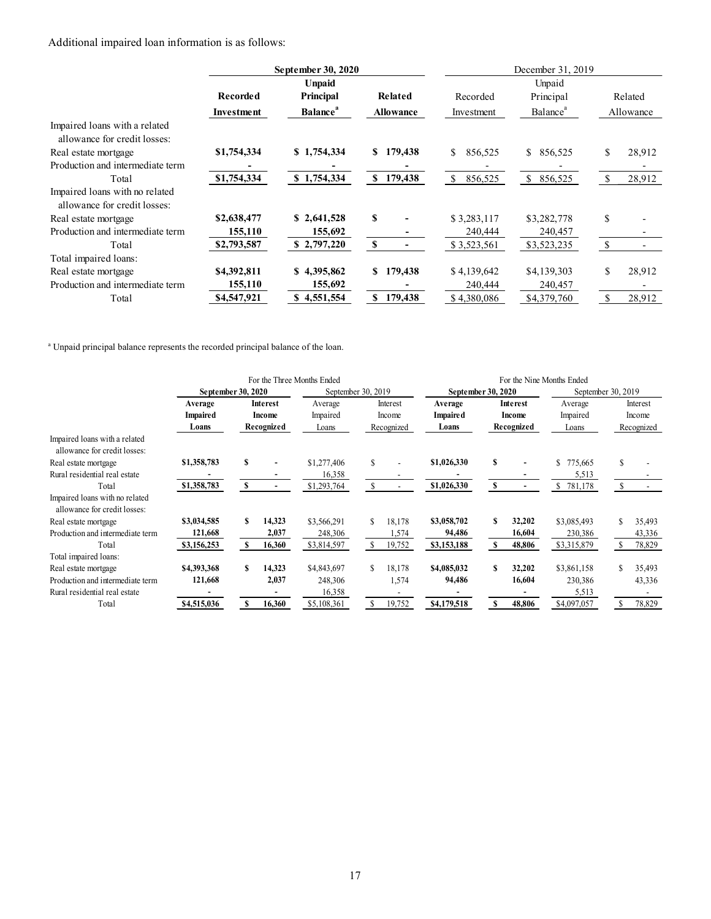Additional impaired loan information is as follows:

| | **September 30, 2020** | | | December 31, 2019 | | |
|---|---|---|---|---|---|---|
| | **Recorded Investment** | **Unpaid Principal Balance**[a] | **Related Allowance** | Recorded Investment | Unpaid Principal Balance[a] | Related Allowance |
| Impaired loans with a related allowance for credit losses: | | | | | | |
| Real estate mortgage | **$1,754,334** | **$ 1,754,334** | **$ 179,438** | $ 856,525 | $ 856,525 | $ 28,912 |
| Production and intermediate term | **-** | **-** | **-** | - | - | - |
| Total | **$1,754,334** | **$ 1,754,334** | **$ 179,438** | $ 856,525 | $ 856,525 | $ 28,912 |
| Impaired loans with no related allowance for credit losses: | | | | | | |
| Real estate mortgage | **$2,638,477** | **$ 2,641,528** | **$ -** | $ 3,283,117 | $3,282,778 | $ - |
| Production and intermediate term | **155,110** | **155,692** | **-** | 240,444 | 240,457 | - |
| Total | **$2,793,587** | **$ 2,797,220** | **$ -** | $ 3,523,561 | $3,523,235 | $ - |
| Total impaired loans: | | | | | | |
| Real estate mortgage | **$4,392,811** | **$ 4,395,862** | **$ 179,438** | $ 4,139,642 | $4,139,303 | $ 28,912 |
| Production and intermediate term | **155,110** | **155,692** | **-** | 240,444 | 240,457 | - |
| Total | **$4,547,921** | **$ 4,551,554** | **$ 179,438** | $ 4,380,086 | $4,379,760 | $ 28,912 |

[a] Unpaid principal balance represents the recorded principal balance of the loan.

| | For the Three Months Ended | | | | For the Nine Months Ended | | | |
|---|---|---|---|---|---|---|---|---|
| | **September 30, 2020** | | September 30, 2019 | | **September 30, 2020** | | September 30, 2019 | |
| | **Average Impaired Loans** | **Interest Income Recognized** | Average Impaired Loans | Interest Income Recognized | **Average Impaired Loans** | **Interest Income Recognized** | Average Impaired Loans | Interest Income Recognized |
| Impaired loans with a related allowance for credit losses: | | | | | | | | |
| Real estate mortgage | **$1,358,783** | **$ -** | $1,277,406 | $ - | **$1,026,330** | **$ -** | $ 775,665 | $ - |
| Rural residential real estate | **-** | **-** | 16,358 | - | **-** | **-** | 5,513 | - |
| Total | **$1,358,783** | **$ -** | $1,293,764 | $ - | **$1,026,330** | **$ -** | $ 781,178 | $ - |
| Impaired loans with no related allowance for credit losses: | | | | | | | | |
| Real estate mortgage | **$3,034,585** | **$ 14,323** | $3,566,291 | $ 18,178 | **$3,058,702** | **$ 32,202** | $3,085,493 | $ 35,493 |
| Production and intermediate term | **121,668** | **2,037** | 248,306 | 1,574 | **94,486** | **16,604** | 230,386 | 43,336 |
| Total | **$3,156,253** | **$ 16,360** | $3,814,597 | $ 19,752 | **$3,153,188** | **$ 48,806** | $3,315,879 | $ 78,829 |
| Total impaired loans: | | | | | | | | |
| Real estate mortgage | **$4,393,368** | **$ 14,323** | $4,843,697 | $ 18,178 | **$4,085,032** | **$ 32,202** | $3,861,158 | $ 35,493 |
| Production and intermediate term | **121,668** | **2,037** | 248,306 | 1,574 | **94,486** | **16,604** | 230,386 | 43,336 |
| Rural residential real estate | **-** | **-** | 16,358 | - | **-** | **-** | 5,513 | - |
| Total | **$4,515,036** | **$ 16,360** | $5,108,361 | $ 19,752 | **$4,179,518** | **$ 48,806** | $4,097,057 | $ 78,829 |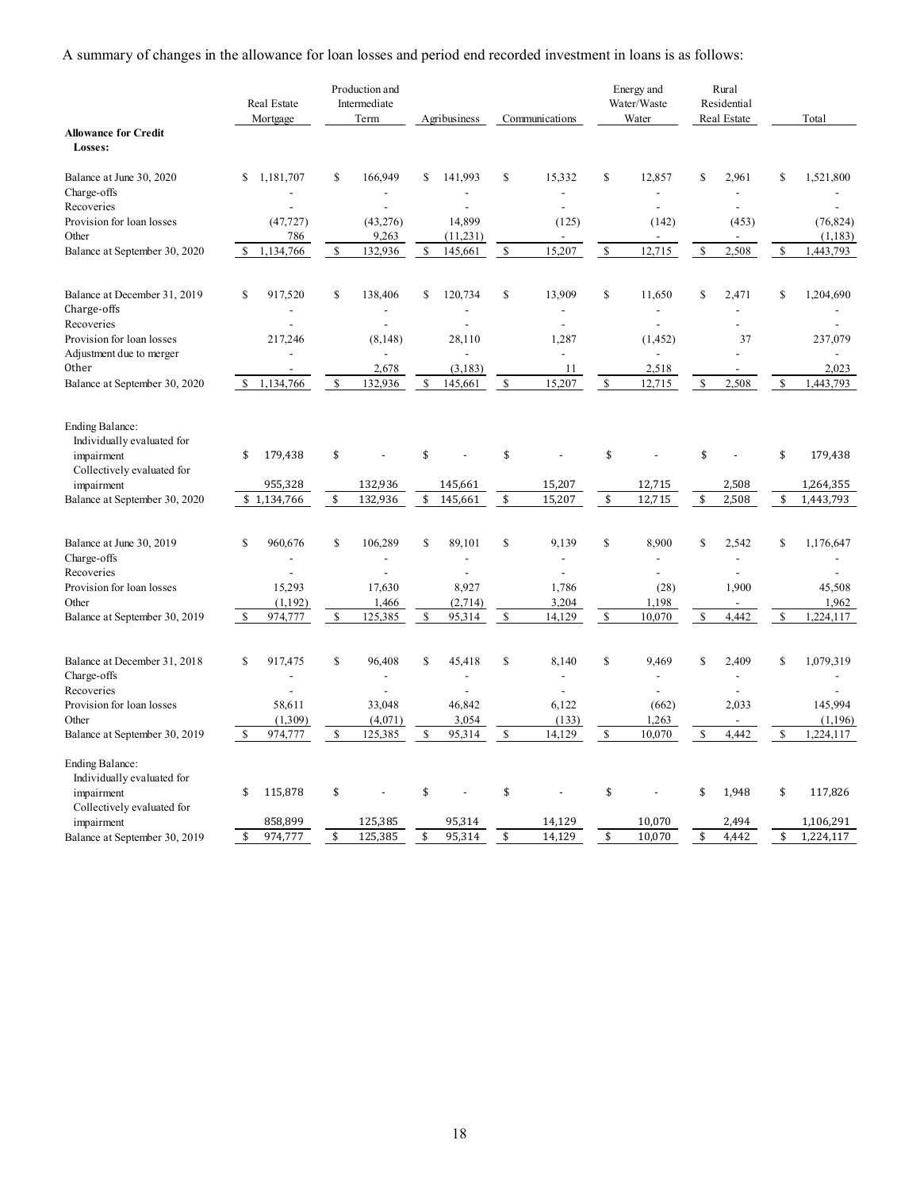A summary of changes in the allowance for loan losses and period end recorded investment in loans is as follows:

| | Real Estate Mortgage | Production and Intermediate Term | Agribusiness | Communications | Energy and Water/Waste Water | Rural Residential Real Estate | Total |
|---|---|---|---|---|---|---|---|
| **Allowance for Credit Losses:** | | | | | | | |
| Balance at June 30, 2020 | $ 1,181,707 | $ 166,949 | $ 141,993 | $ 15,332 | $ 12,857 | $ 2,961 | $ 1,521,800 |
| Charge-offs | - | - | - | - | - | - | - |
| Recoveries | - | - | - | - | - | - | - |
| Provision for loan losses | (47,727) | (43,276) | 14,899 | (125) | (142) | (453) | (76,824) |
| Other | 786 | 9,263 | (11,231) | - | - | - | (1,183) |
| Balance at September 30, 2020 | $ 1,134,766 | $ 132,936 | $ 145,661 | $ 15,207 | $ 12,715 | $ 2,508 | $ 1,443,793 |
| | | | | | | | |
| Balance at December 31, 2019 | $ 917,520 | $ 138,406 | $ 120,734 | $ 13,909 | $ 11,650 | $ 2,471 | $ 1,204,690 |
| Charge-offs | - | - | - | - | - | - | - |
| Recoveries | - | - | - | - | - | - | - |
| Provision for loan losses | 217,246 | (8,148) | 28,110 | 1,287 | (1,452) | 37 | 237,079 |
| Adjustment due to merger | - | - | - | - | - | - | - |
| Other | - | 2,678 | (3,183) | 11 | 2,518 | - | 2,023 |
| Balance at September 30, 2020 | $ 1,134,766 | $ 132,936 | $ 145,661 | $ 15,207 | $ 12,715 | $ 2,508 | $ 1,443,793 |
| | | | | | | | |
| Ending Balance: | | | | | | | |
| Individually evaluated for impairment | $ 179,438 | $ - | $ - | $ - | $ - | $ - | $ 179,438 |
| Collectively evaluated for impairment | 955,328 | 132,936 | 145,661 | 15,207 | 12,715 | 2,508 | 1,264,355 |
| Balance at September 30, 2020 | $ 1,134,766 | $ 132,936 | $ 145,661 | $ 15,207 | $ 12,715 | $ 2,508 | $ 1,443,793 |
| | | | | | | | |
| Balance at June 30, 2019 | $ 960,676 | $ 106,289 | $ 89,101 | $ 9,139 | $ 8,900 | $ 2,542 | $ 1,176,647 |
| Charge-offs | - | - | - | - | - | - | - |
| Recoveries | - | - | - | - | - | - | - |
| Provision for loan losses | 15,293 | 17,630 | 8,927 | 1,786 | (28) | 1,900 | 45,508 |
| Other | (1,192) | 1,466 | (2,714) | 3,204 | 1,198 | - | 1,962 |
| Balance at September 30, 2019 | $ 974,777 | $ 125,385 | $ 95,314 | $ 14,129 | $ 10,070 | $ 4,442 | $ 1,224,117 |
| | | | | | | | |
| Balance at December 31, 2018 | $ 917,475 | $ 96,408 | $ 45,418 | $ 8,140 | $ 9,469 | $ 2,409 | $ 1,079,319 |
| Charge-offs | - | - | - | - | - | - | - |
| Recoveries | - | - | - | - | - | - | - |
| Provision for loan losses | 58,611 | 33,048 | 46,842 | 6,122 | (662) | 2,033 | 145,994 |
| Other | (1,309) | (4,071) | 3,054 | (133) | 1,263 | - | (1,196) |
| Balance at September 30, 2019 | $ 974,777 | $ 125,385 | $ 95,314 | $ 14,129 | $ 10,070 | $ 4,442 | $ 1,224,117 |
| | | | | | | | |
| Ending Balance: | | | | | | | |
| Individually evaluated for impairment | $ 115,878 | $ - | $ - | $ - | $ - | $ 1,948 | $ 117,826 |
| Collectively evaluated for impairment | 858,899 | 125,385 | 95,314 | 14,129 | 10,070 | 2,494 | 1,106,291 |
| Balance at September 30, 2019 | $ 974,777 | $ 125,385 | $ 95,314 | $ 14,129 | $ 10,070 | $ 4,442 | $ 1,224,117 |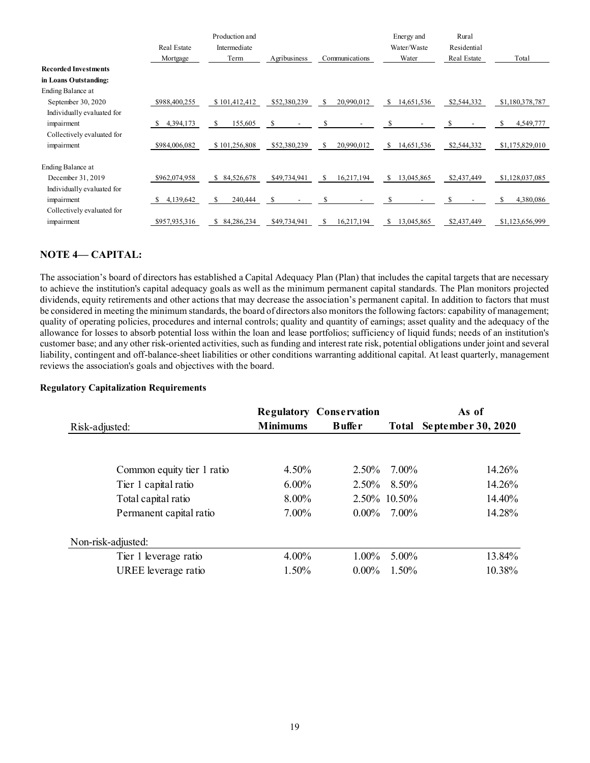| | Real Estate Mortgage | Production and Intermediate Term | Agribusiness | Communications | Energy and Water/Waste Water | Rural Residential Real Estate | Total |
|---|---|---|---|---|---|---|---|
| **Recorded Investments in Loans Outstanding:** | | | | | | | |
| Ending Balance at September 30, 2020 | $988,400,255 | $ 101,412,412 | $52,380,239 | $ 20,990,012 | $ 14,651,536 | $2,544,332 | $1,180,378,787 |
| Individually evaluated for impairment | $ 4,394,173 | $ 155,605 | $ - | $ - | $ - | $ - | $ 4,549,777 |
| Collectively evaluated for impairment | $984,006,082 | $ 101,256,808 | $52,380,239 | $ 20,990,012 | $ 14,651,536 | $2,544,332 | $1,175,829,010 |
| Ending Balance at December 31, 2019 | $962,074,958 | $ 84,526,678 | $49,734,941 | $ 16,217,194 | $ 13,045,865 | $2,437,449 | $1,128,037,085 |
| Individually evaluated for impairment | $ 4,139,642 | $ 240,444 | $ - | $ - | $ - | $ - | $ 4,380,086 |
| Collectively evaluated for impairment | $957,935,316 | $ 84,286,234 | $49,734,941 | $ 16,217,194 | $ 13,045,865 | $2,437,449 | $1,123,656,999 |

## NOTE 4— CAPITAL:

The association's board of directors has established a Capital Adequacy Plan (Plan) that includes the capital targets that are necessary to achieve the institution's capital adequacy goals as well as the minimum permanent capital standards. The Plan monitors projected dividends, equity retirements and other actions that may decrease the association's permanent capital. In addition to factors that must be considered in meeting the minimum standards, the board of directors also monitors the following factors: capability of management; quality of operating policies, procedures and internal controls; quality and quantity of earnings; asset quality and the adequacy of the allowance for losses to absorb potential loss within the loan and lease portfolios; sufficiency of liquid funds; needs of an institution's customer base; and any other risk-oriented activities, such as funding and interest rate risk, potential obligations under joint and several liability, contingent and off-balance-sheet liabilities or other conditions warranting additional capital. At least quarterly, management reviews the association's goals and objectives with the board.

**Regulatory Capitalization Requirements**

| Risk-adjusted: | Regulatory Minimums | Conservation Buffer | Total | As of September 30, 2020 |
|---|---|---|---|---|
| Common equity tier 1 ratio | 4.50% | 2.50% | 7.00% | 14.26% |
| Tier 1 capital ratio | 6.00% | 2.50% | 8.50% | 14.26% |
| Total capital ratio | 8.00% | 2.50% | 10.50% | 14.40% |
| Permanent capital ratio | 7.00% | 0.00% | 7.00% | 14.28% |
| **Non-risk-adjusted:** | | | | |
| Tier 1 leverage ratio | 4.00% | 1.00% | 5.00% | 13.84% |
| UREE leverage ratio | 1.50% | 0.00% | 1.50% | 10.38% |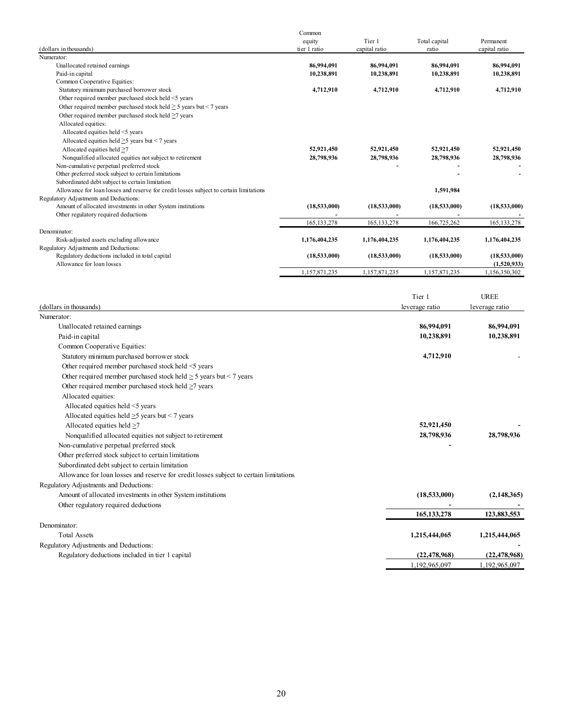| (dollars in thousands) | Common equity tier 1 ratio | Tier 1 capital ratio | Total capital ratio | Permanent capital ratio |
|---|---|---|---|---|
| Numerator: | | | | |
| Unallocated retained earnings | **86,994,091** | **86,994,091** | **86,994,091** | **86,994,091** |
| Paid-in capital | **10,238,891** | **10,238,891** | **10,238,891** | **10,238,891** |
| Common Cooperative Equities: | | | | |
| Statutory minimum purchased borrower stock | **4,712,910** | **4,712,910** | **4,712,910** | **4,712,910** |
| Other required member purchased stock held <5 years | | | | |
| Other required member purchased stock held ≥ 5 years but < 7 years | | | | |
| Other required member purchased stock held ≥7 years | | | | |
| Allocated equities: | | | | |
| Allocated equities held <5 years | | | | |
| Allocated equities held ≥5 years but < 7 years | | | | |
| Allocated equities held ≥7 | **52,921,450** | **52,921,450** | **52,921,450** | **52,921,450** |
| Nonqualified allocated equities not subject to retirement | **28,798,936** | **28,798,936** | **28,798,936** | **28,798,936** |
| Non-cumulative perpetual preferred stock | | **-** | **-** | **-** |
| Other preferred stock subject to certain limitations | | | **-** | **-** |
| Subordinated debt subject to certain limitation | | | | |
| Allowance for loan losses and reserve for credit losses subject to certain limitations | | | **1,591,984** | |
| Regulatory Adjustments and Deductions: | | | | |
| Amount of allocated investments in other System institutions | **(18,533,000)** | **(18,533,000)** | **(18,533,000)** | **(18,533,000)** |
| Other regulatory required deductions | **-** | **-** | **-** | **-** |
| | 165,133,278 | 165,133,278 | 166,725,262 | 165,133,278 |
| Denominator: | | | | |
| Risk-adjusted assets excluding allowance | **1,176,404,235** | **1,176,404,235** | **1,176,404,235** | **1,176,404,235** |
| Regulatory Adjustments and Deductions: | | | | |
| Regulatory deductions included in total capital | **(18,533,000)** | **(18,533,000)** | **(18,533,000)** | **(18,533,000)** |
| Allowance for loan losses | | | | **(1,520,933)** |
| | 1,157,871,235 | 1,157,871,235 | 1,157,871,235 | 1,156,350,302 |

| (dollars in thousands) | Tier 1 leverage ratio | UREE leverage ratio |
|---|---|---|
| Numerator: | | |
| Unallocated retained earnings | **86,994,091** | **86,994,091** |
| Paid-in capital | **10,238,891** | **10,238,891** |
| Common Cooperative Equities: | | |
| Statutory minimum purchased borrower stock | **4,712,910** | - |
| Other required member purchased stock held <5 years | | |
| Other required member purchased stock held ≥ 5 years but < 7 years | | |
| Other required member purchased stock held ≥7 years | | |
| Allocated equities: | | |
| Allocated equities held <5 years | | |
| Allocated equities held ≥5 years but < 7 years | | |
| Allocated equities held ≥7 | **52,921,450** | **-** |
| Nonqualified allocated equities not subject to retirement | **28,798,936** | **28,798,936** |
| Non-cumulative perpetual preferred stock | **-** | |
| Other preferred stock subject to certain limitations | | |
| Subordinated debt subject to certain limitation | | |
| Allowance for loan losses and reserve for credit losses subject to certain limitations | | |
| Regulatory Adjustments and Deductions: | | |
| Amount of allocated investments in other System institutions | **(18,533,000)** | **(2,148,365)** |
| Other regulatory required deductions | **-** | **-** |
| | **165,133,278** | **123,883,553** |
| Denominator: | | |
| Total Assets | **1,215,444,065** | **1,215,444,065** |
| Regulatory Adjustments and Deductions: | | **-** |
| Regulatory deductions included in tier 1 capital | **(22,478,968)** | **(22,478,968)** |
| | 1,192,965,097 | 1,192,965,097 |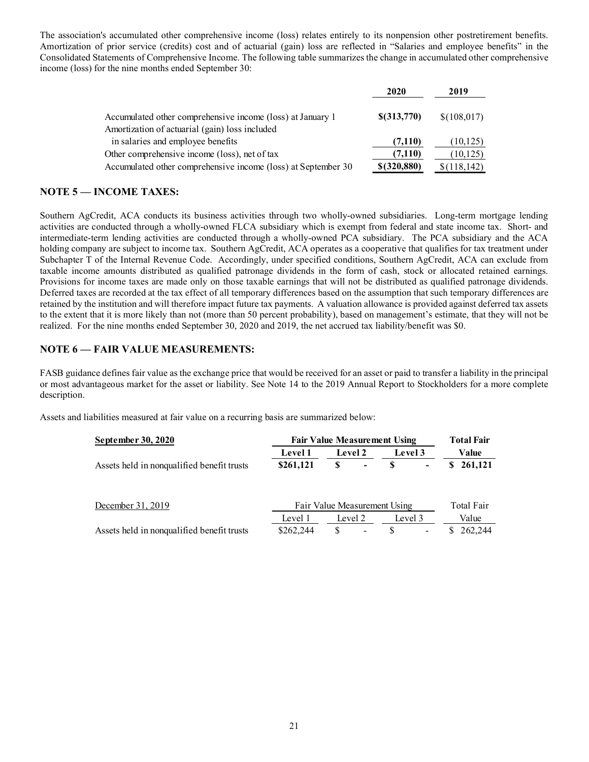The association's accumulated other comprehensive income (loss) relates entirely to its nonpension other postretirement benefits. Amortization of prior service (credits) cost and of actuarial (gain) loss are reflected in "Salaries and employee benefits" in the Consolidated Statements of Comprehensive Income. The following table summarizes the change in accumulated other comprehensive income (loss) for the nine months ended September 30:

| | **2020** | 2019 |
|---|---|---|
| Accumulated other comprehensive income (loss) at January 1 | **$(313,770)** | $(108,017) |
| Amortization of actuarial (gain) loss included in salaries and employee benefits | **(7,110)** | (10,125) |
| Other comprehensive income (loss), net of tax | **(7,110)** | (10,125) |
| Accumulated other comprehensive income (loss) at September 30 | **$(320,880)** | $(118,142) |

## NOTE 5 — INCOME TAXES:

Southern AgCredit, ACA conducts its business activities through two wholly-owned subsidiaries. Long-term mortgage lending activities are conducted through a wholly-owned FLCA subsidiary which is exempt from federal and state income tax. Short- and intermediate-term lending activities are conducted through a wholly-owned PCA subsidiary. The PCA subsidiary and the ACA holding company are subject to income tax. Southern AgCredit, ACA operates as a cooperative that qualifies for tax treatment under Subchapter T of the Internal Revenue Code. Accordingly, under specified conditions, Southern AgCredit, ACA can exclude from taxable income amounts distributed as qualified patronage dividends in the form of cash, stock or allocated retained earnings. Provisions for income taxes are made only on those taxable earnings that will not be distributed as qualified patronage dividends. Deferred taxes are recorded at the tax effect of all temporary differences based on the assumption that such temporary differences are retained by the institution and will therefore impact future tax payments. A valuation allowance is provided against deferred tax assets to the extent that it is more likely than not (more than 50 percent probability), based on management's estimate, that they will not be realized. For the nine months ended September 30, 2020 and 2019, the net accrued tax liability/benefit was $0.

## NOTE 6 — FAIR VALUE MEASUREMENTS:

FASB guidance defines fair value as the exchange price that would be received for an asset or paid to transfer a liability in the principal or most advantageous market for the asset or liability. See Note 14 to the 2019 Annual Report to Stockholders for a more complete description.

Assets and liabilities measured at fair value on a recurring basis are summarized below:

| **September 30, 2020** | **Fair Value Measurement Using** | | | **Total Fair** |
|---|---|---|---|---|
| | **Level 1** | **Level 2** | **Level 3** | **Value** |
| Assets held in nonqualified benefit trusts | **$261,121** | **$ -** | **$ -** | **$ 261,121** |

| December 31, 2019 | Fair Value Measurement Using | | | Total Fair |
|---|---|---|---|---|
| | Level 1 | Level 2 | Level 3 | Value |
| Assets held in nonqualified benefit trusts | $262,244 | $ - | $ - | $ 262,244 |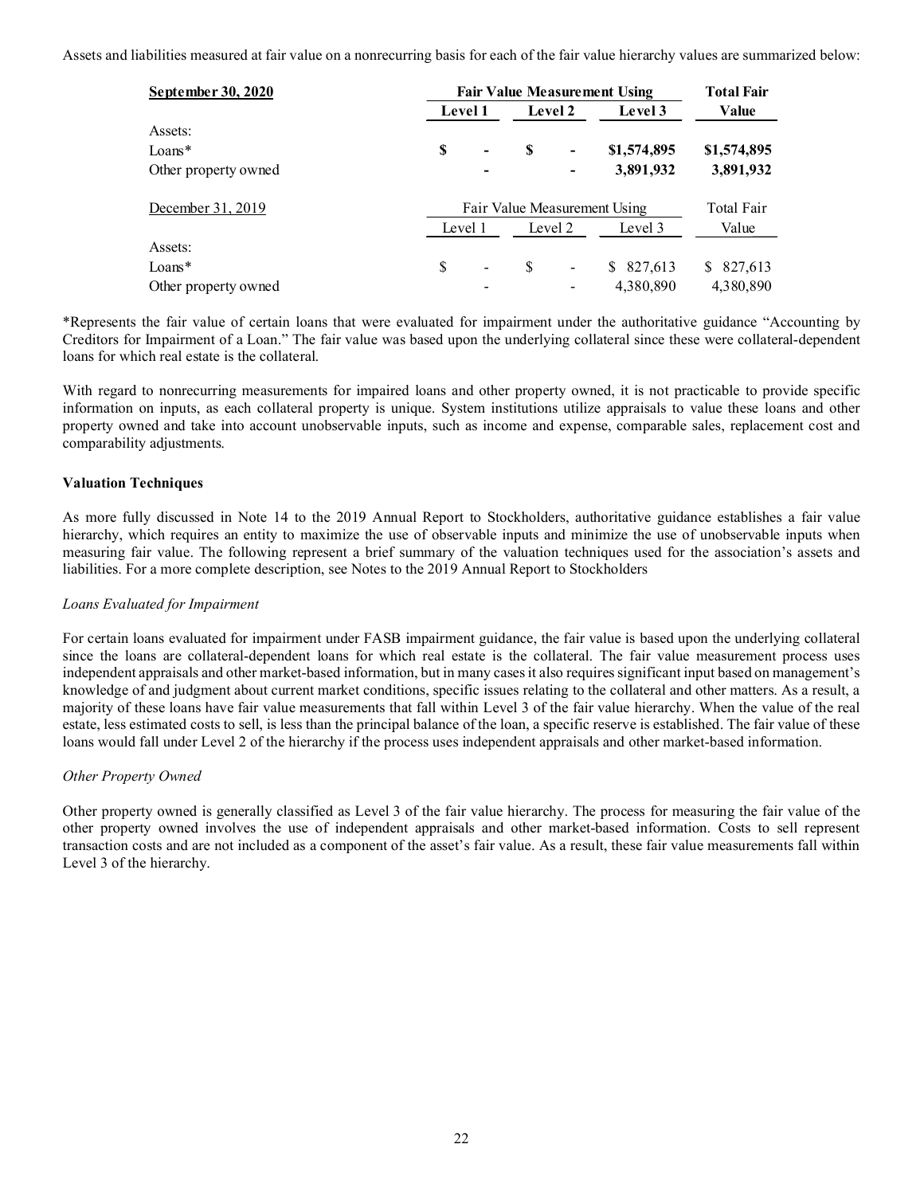Assets and liabilities measured at fair value on a nonrecurring basis for each of the fair value hierarchy values are summarized below:

| **September 30, 2020** | **Fair Value Measurement Using** | | | **Total Fair** |
|---|---|---|---|---|
| | **Level 1** | **Level 2** | **Level 3** | **Value** |
| Assets: | | | | |
| Loans* | **$ -** | **$ -** | **$1,574,895** | **$1,574,895** |
| Other property owned | **-** | **-** | **3,891,932** | **3,891,932** |

| December 31, 2019 | Fair Value Measurement Using | | | Total Fair |
|---|---|---|---|---|
| | Level 1 | Level 2 | Level 3 | Value |
| Assets: | | | | |
| Loans* | $ - | $ - | $ 827,613 | $ 827,613 |
| Other property owned | - | - | 4,380,890 | 4,380,890 |

*Represents the fair value of certain loans that were evaluated for impairment under the authoritative guidance "Accounting by Creditors for Impairment of a Loan." The fair value was based upon the underlying collateral since these were collateral-dependent loans for which real estate is the collateral.

With regard to nonrecurring measurements for impaired loans and other property owned, it is not practicable to provide specific information on inputs, as each collateral property is unique. System institutions utilize appraisals to value these loans and other property owned and take into account unobservable inputs, such as income and expense, comparable sales, replacement cost and comparability adjustments.

**Valuation Techniques**

As more fully discussed in Note 14 to the 2019 Annual Report to Stockholders, authoritative guidance establishes a fair value hierarchy, which requires an entity to maximize the use of observable inputs and minimize the use of unobservable inputs when measuring fair value. The following represent a brief summary of the valuation techniques used for the association's assets and liabilities. For a more complete description, see Notes to the 2019 Annual Report to Stockholders

*Loans Evaluated for Impairment*

For certain loans evaluated for impairment under FASB impairment guidance, the fair value is based upon the underlying collateral since the loans are collateral-dependent loans for which real estate is the collateral. The fair value measurement process uses independent appraisals and other market-based information, but in many cases it also requires significant input based on management's knowledge of and judgment about current market conditions, specific issues relating to the collateral and other matters. As a result, a majority of these loans have fair value measurements that fall within Level 3 of the fair value hierarchy. When the value of the real estate, less estimated costs to sell, is less than the principal balance of the loan, a specific reserve is established. The fair value of these loans would fall under Level 2 of the hierarchy if the process uses independent appraisals and other market-based information.

*Other Property Owned*

Other property owned is generally classified as Level 3 of the fair value hierarchy. The process for measuring the fair value of the other property owned involves the use of independent appraisals and other market-based information. Costs to sell represent transaction costs and are not included as a component of the asset's fair value. As a result, these fair value measurements fall within Level 3 of the hierarchy.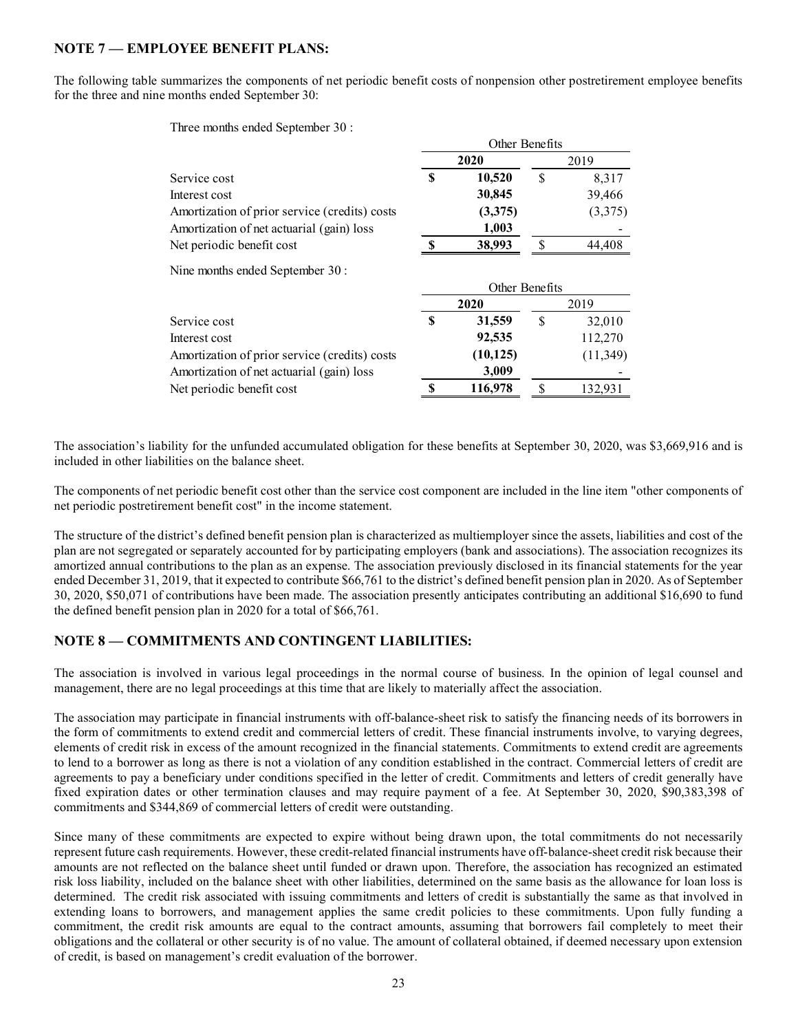## NOTE 7 — EMPLOYEE BENEFIT PLANS:

The following table summarizes the components of net periodic benefit costs of nonpension other postretirement employee benefits for the three and nine months ended September 30:

Three months ended September 30 :

| | Other Benefits | |
|---|---|---|
| | **2020** | 2019 |
| Service cost | **$ 10,520** | $ 8,317 |
| Interest cost | **30,845** | 39,466 |
| Amortization of prior service (credits) costs | **(3,375)** | (3,375) |
| Amortization of net actuarial (gain) loss | **1,003** | - |
| Net periodic benefit cost | **$ 38,993** | $ 44,408 |

Nine months ended September 30 :

| | Other Benefits | |
|---|---|---|
| | **2020** | 2019 |
| Service cost | **$ 31,559** | $ 32,010 |
| Interest cost | **92,535** | 112,270 |
| Amortization of prior service (credits) costs | **(10,125)** | (11,349) |
| Amortization of net actuarial (gain) loss | **3,009** | - |
| Net periodic benefit cost | **$ 116,978** | $ 132,931 |

The association's liability for the unfunded accumulated obligation for these benefits at September 30, 2020, was $3,669,916 and is included in other liabilities on the balance sheet.

The components of net periodic benefit cost other than the service cost component are included in the line item "other components of net periodic postretirement benefit cost" in the income statement.

The structure of the district's defined benefit pension plan is characterized as multiemployer since the assets, liabilities and cost of the plan are not segregated or separately accounted for by participating employers (bank and associations). The association recognizes its amortized annual contributions to the plan as an expense. The association previously disclosed in its financial statements for the year ended December 31, 2019, that it expected to contribute $66,761 to the district's defined benefit pension plan in 2020. As of September 30, 2020, $50,071 of contributions have been made. The association presently anticipates contributing an additional $16,690 to fund the defined benefit pension plan in 2020 for a total of $66,761.

## NOTE 8 — COMMITMENTS AND CONTINGENT LIABILITIES:

The association is involved in various legal proceedings in the normal course of business. In the opinion of legal counsel and management, there are no legal proceedings at this time that are likely to materially affect the association.

The association may participate in financial instruments with off-balance-sheet risk to satisfy the financing needs of its borrowers in the form of commitments to extend credit and commercial letters of credit. These financial instruments involve, to varying degrees, elements of credit risk in excess of the amount recognized in the financial statements. Commitments to extend credit are agreements to lend to a borrower as long as there is not a violation of any condition established in the contract. Commercial letters of credit are agreements to pay a beneficiary under conditions specified in the letter of credit. Commitments and letters of credit generally have fixed expiration dates or other termination clauses and may require payment of a fee. At September 30, 2020, $90,383,398 of commitments and $344,869 of commercial letters of credit were outstanding.

Since many of these commitments are expected to expire without being drawn upon, the total commitments do not necessarily represent future cash requirements. However, these credit-related financial instruments have off-balance-sheet credit risk because their amounts are not reflected on the balance sheet until funded or drawn upon. Therefore, the association has recognized an estimated risk loss liability, included on the balance sheet with other liabilities, determined on the same basis as the allowance for loan loss is determined. The credit risk associated with issuing commitments and letters of credit is substantially the same as that involved in extending loans to borrowers, and management applies the same credit policies to these commitments. Upon fully funding a commitment, the credit risk amounts are equal to the contract amounts, assuming that borrowers fail completely to meet their obligations and the collateral or other security is of no value. The amount of collateral obtained, if deemed necessary upon extension of credit, is based on management's credit evaluation of the borrower.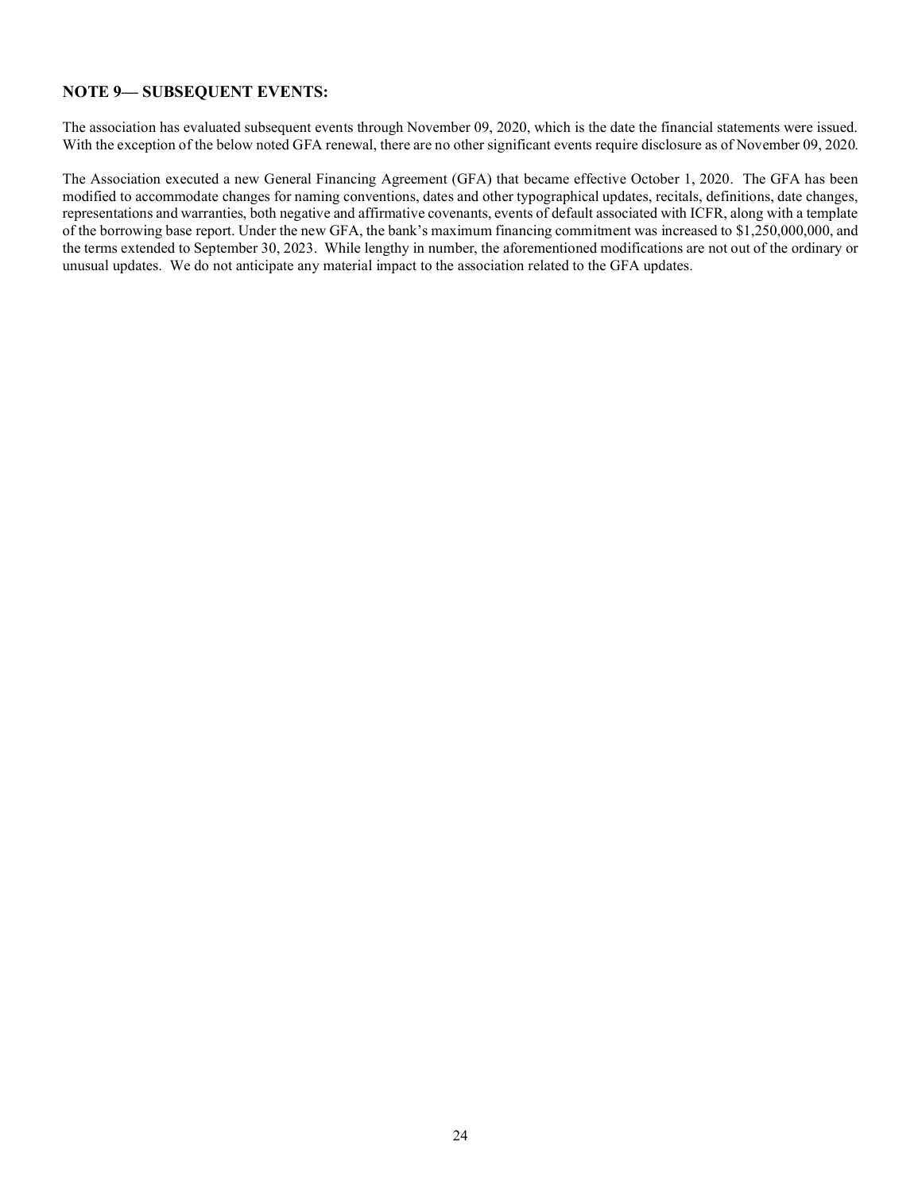## NOTE 9— SUBSEQUENT EVENTS:

The association has evaluated subsequent events through November 09, 2020, which is the date the financial statements were issued. With the exception of the below noted GFA renewal, there are no other significant events require disclosure as of November 09, 2020.

The Association executed a new General Financing Agreement (GFA) that became effective October 1, 2020. The GFA has been modified to accommodate changes for naming conventions, dates and other typographical updates, recitals, definitions, date changes, representations and warranties, both negative and affirmative covenants, events of default associated with ICFR, along with a template of the borrowing base report. Under the new GFA, the bank's maximum financing commitment was increased to $1,250,000,000, and the terms extended to September 30, 2023. While lengthy in number, the aforementioned modifications are not out of the ordinary or unusual updates. We do not anticipate any material impact to the association related to the GFA updates.